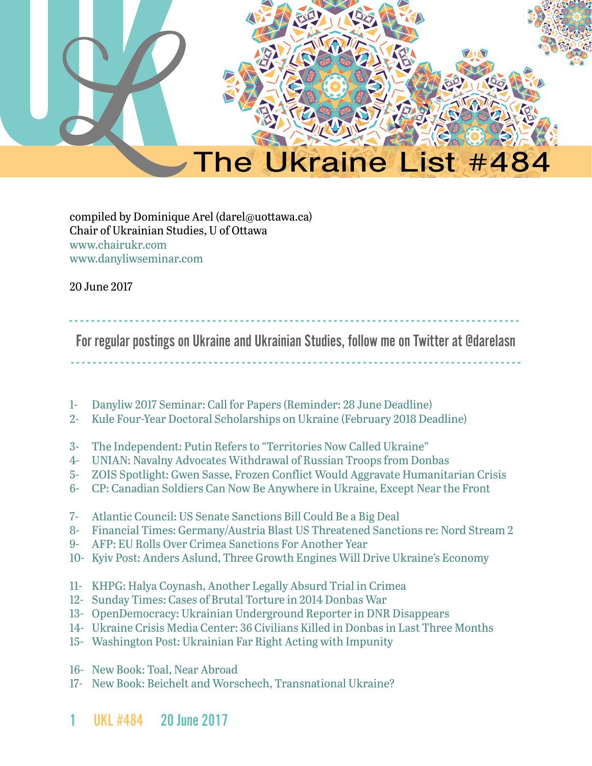# The Ukraine List #484

compiled by Dominique Arel (darel@uottawa.ca)
Chair of Ukrainian Studies, U of Ottawa
www.chairukr.com
www.danyliwseminar.com

20 June 2017

---

**For regular postings on Ukraine and Ukrainian Studies, follow me on Twitter at @darelasn**

---

1- Danyliw 2017 Seminar: Call for Papers (Reminder: 28 June Deadline)
2- Kule Four-Year Doctoral Scholarships on Ukraine (February 2018 Deadline)

3- The Independent: Putin Refers to "Territories Now Called Ukraine"
4- UNIAN: Navalny Advocates Withdrawal of Russian Troops from Donbas
5- ZOIS Spotlight: Gwen Sasse, Frozen Conflict Would Aggravate Humanitarian Crisis
6- CP: Canadian Soldiers Can Now Be Anywhere in Ukraine, Except Near the Front

7- Atlantic Council: US Senate Sanctions Bill Could Be a Big Deal
8- Financial Times: Germany/Austria Blast US Threatened Sanctions re: Nord Stream 2
9- AFP: EU Rolls Over Crimea Sanctions For Another Year
10- Kyiv Post: Anders Aslund, Three Growth Engines Will Drive Ukraine's Economy

11- KHPG: Halya Coynash, Another Legally Absurd Trial in Crimea
12- Sunday Times: Cases of Brutal Torture in 2014 Donbas War
13- OpenDemocracy: Ukrainian Underground Reporter in DNR Disappears
14- Ukraine Crisis Media Center: 36 Civilians Killed in Donbas in Last Three Months
15- Washington Post: Ukrainian Far Right Acting with Impunity

16- New Book: Toal, Near Abroad
17- New Book: Beichelt and Worschech, Transnational Ukraine?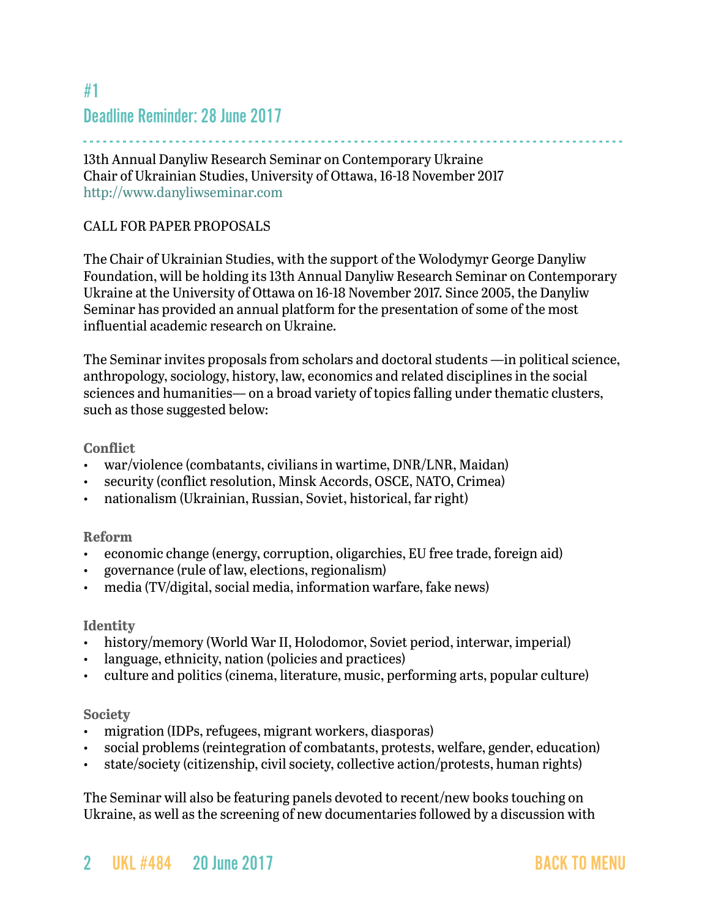## #1
## Deadline Reminder: 28 June 2017

13th Annual Danyliw Research Seminar on Contemporary Ukraine
Chair of Ukrainian Studies, University of Ottawa, 16-18 November 2017
http://www.danyliwseminar.com

CALL FOR PAPER PROPOSALS

The Chair of Ukrainian Studies, with the support of the Wolodymyr George Danyliw Foundation, will be holding its 13th Annual Danyliw Research Seminar on Contemporary Ukraine at the University of Ottawa on 16-18 November 2017. Since 2005, the Danyliw Seminar has provided an annual platform for the presentation of some of the most influential academic research on Ukraine.

The Seminar invites proposals from scholars and doctoral students —in political science, anthropology, sociology, history, law, economics and related disciplines in the social sciences and humanities— on a broad variety of topics falling under thematic clusters, such as those suggested below:

**Conflict**
- war/violence (combatants, civilians in wartime, DNR/LNR, Maidan)
- security (conflict resolution, Minsk Accords, OSCE, NATO, Crimea)
- nationalism (Ukrainian, Russian, Soviet, historical, far right)

**Reform**
- economic change (energy, corruption, oligarchies, EU free trade, foreign aid)
- governance (rule of law, elections, regionalism)
- media (TV/digital, social media, information warfare, fake news)

**Identity**
- history/memory (World War II, Holodomor, Soviet period, interwar, imperial)
- language, ethnicity, nation (policies and practices)
- culture and politics (cinema, literature, music, performing arts, popular culture)

**Society**
- migration (IDPs, refugees, migrant workers, diasporas)
- social problems (reintegration of combatants, protests, welfare, gender, education)
- state/society (citizenship, civil society, collective action/protests, human rights)

The Seminar will also be featuring panels devoted to recent/new books touching on Ukraine, as well as the screening of new documentaries followed by a discussion with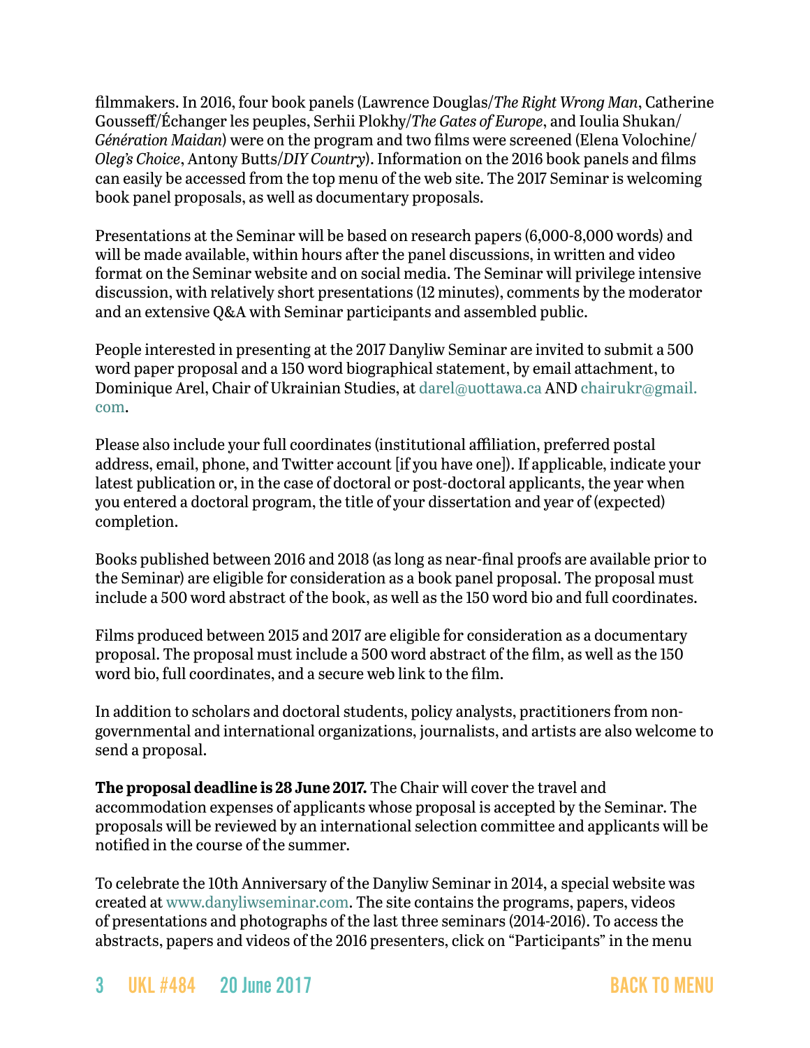filmmakers. In 2016, four book panels (Lawrence Douglas/*The Right Wrong Man*, Catherine Gousseff/Échanger les peuples, Serhii Plokhy/*The Gates of Europe*, and Ioulia Shukan/*Génération Maidan*) were on the program and two films were screened (Elena Volochine/*Oleg's Choice*, Antony Butts/*DIY Country*). Information on the 2016 book panels and films can easily be accessed from the top menu of the web site. The 2017 Seminar is welcoming book panel proposals, as well as documentary proposals.

Presentations at the Seminar will be based on research papers (6,000-8,000 words) and will be made available, within hours after the panel discussions, in written and video format on the Seminar website and on social media. The Seminar will privilege intensive discussion, with relatively short presentations (12 minutes), comments by the moderator and an extensive Q&A with Seminar participants and assembled public.

People interested in presenting at the 2017 Danyliw Seminar are invited to submit a 500 word paper proposal and a 150 word biographical statement, by email attachment, to Dominique Arel, Chair of Ukrainian Studies, at darel@uottawa.ca AND chairukr@gmail.com.

Please also include your full coordinates (institutional affiliation, preferred postal address, email, phone, and Twitter account [if you have one]). If applicable, indicate your latest publication or, in the case of doctoral or post-doctoral applicants, the year when you entered a doctoral program, the title of your dissertation and year of (expected) completion.

Books published between 2016 and 2018 (as long as near-final proofs are available prior to the Seminar) are eligible for consideration as a book panel proposal. The proposal must include a 500 word abstract of the book, as well as the 150 word bio and full coordinates.

Films produced between 2015 and 2017 are eligible for consideration as a documentary proposal. The proposal must include a 500 word abstract of the film, as well as the 150 word bio, full coordinates, and a secure web link to the film.

In addition to scholars and doctoral students, policy analysts, practitioners from non-governmental and international organizations, journalists, and artists are also welcome to send a proposal.

**The proposal deadline is 28 June 2017.** The Chair will cover the travel and accommodation expenses of applicants whose proposal is accepted by the Seminar. The proposals will be reviewed by an international selection committee and applicants will be notified in the course of the summer.

To celebrate the 10th Anniversary of the Danyliw Seminar in 2014, a special website was created at www.danyliwseminar.com. The site contains the programs, papers, videos of presentations and photographs of the last three seminars (2014-2016). To access the abstracts, papers and videos of the 2016 presenters, click on "Participants" in the menu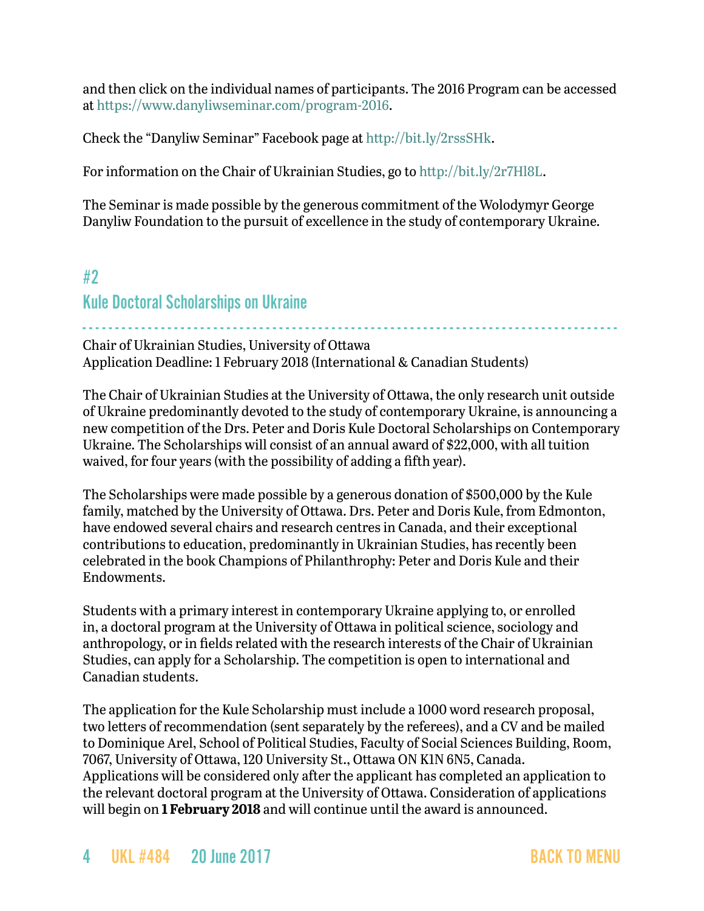and then click on the individual names of participants. The 2016 Program can be accessed at https://www.danyliwseminar.com/program-2016.

Check the "Danyliw Seminar" Facebook page at http://bit.ly/2rssSHk.

For information on the Chair of Ukrainian Studies, go to http://bit.ly/2r7Hl8L.

The Seminar is made possible by the generous commitment of the Wolodymyr George Danyliw Foundation to the pursuit of excellence in the study of contemporary Ukraine.

## #2

## Kule Doctoral Scholarships on Ukraine

Chair of Ukrainian Studies, University of Ottawa
Application Deadline: 1 February 2018 (International & Canadian Students)

The Chair of Ukrainian Studies at the University of Ottawa, the only research unit outside of Ukraine predominantly devoted to the study of contemporary Ukraine, is announcing a new competition of the Drs. Peter and Doris Kule Doctoral Scholarships on Contemporary Ukraine. The Scholarships will consist of an annual award of $22,000, with all tuition waived, for four years (with the possibility of adding a fifth year).

The Scholarships were made possible by a generous donation of $500,000 by the Kule family, matched by the University of Ottawa. Drs. Peter and Doris Kule, from Edmonton, have endowed several chairs and research centres in Canada, and their exceptional contributions to education, predominantly in Ukrainian Studies, has recently been celebrated in the book Champions of Philanthrophy: Peter and Doris Kule and their Endowments.

Students with a primary interest in contemporary Ukraine applying to, or enrolled in, a doctoral program at the University of Ottawa in political science, sociology and anthropology, or in fields related with the research interests of the Chair of Ukrainian Studies, can apply for a Scholarship. The competition is open to international and Canadian students.

The application for the Kule Scholarship must include a 1000 word research proposal, two letters of recommendation (sent separately by the referees), and a CV and be mailed to Dominique Arel, School of Political Studies, Faculty of Social Sciences Building, Room, 7067, University of Ottawa, 120 University St., Ottawa ON K1N 6N5, Canada. Applications will be considered only after the applicant has completed an application to the relevant doctoral program at the University of Ottawa. Consideration of applications will begin on **1 February 2018** and will continue until the award is announced.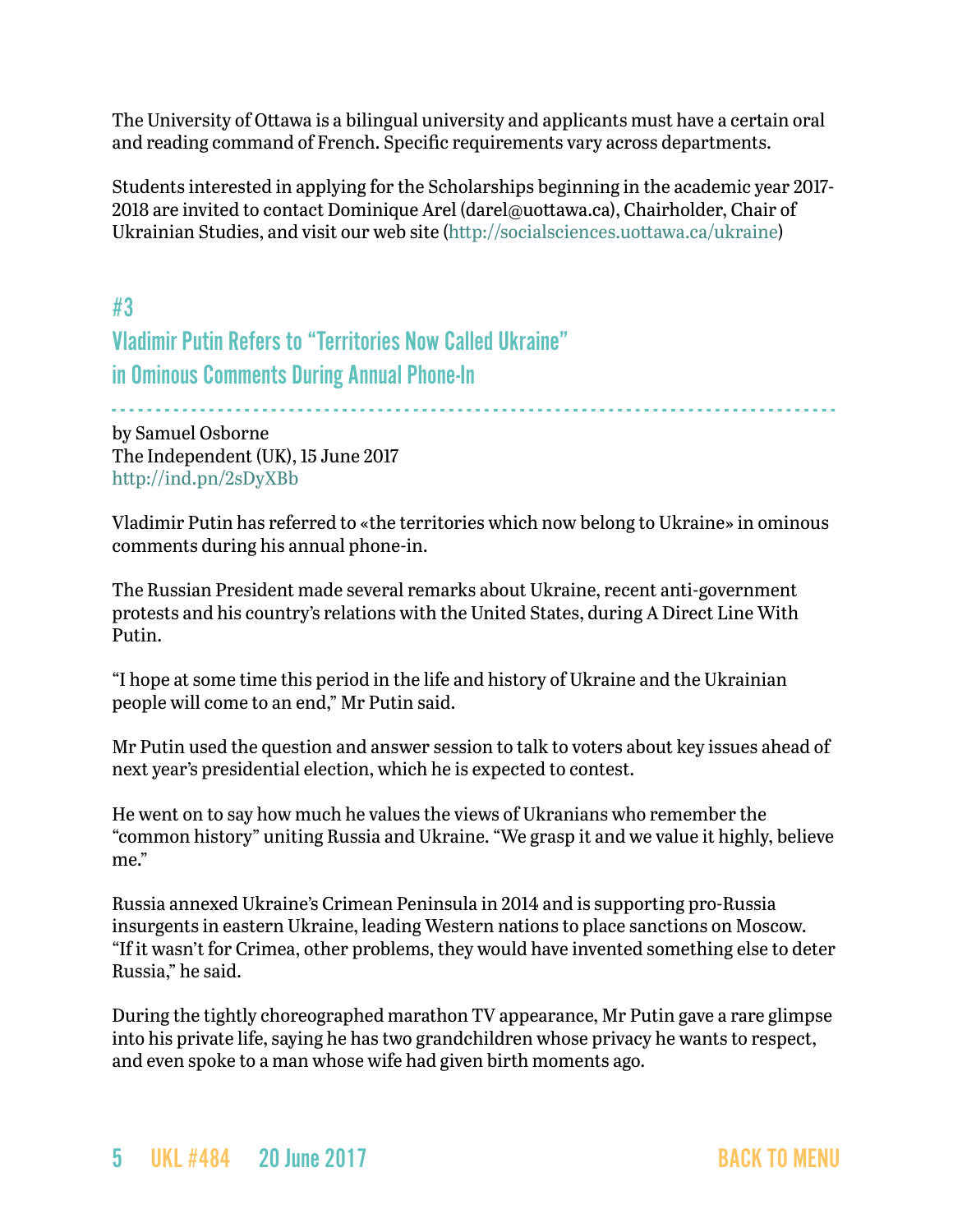The University of Ottawa is a bilingual university and applicants must have a certain oral and reading command of French. Specific requirements vary across departments.

Students interested in applying for the Scholarships beginning in the academic year 2017-2018 are invited to contact Dominique Arel (darel@uottawa.ca), Chairholder, Chair of Ukrainian Studies, and visit our web site (http://socialsciences.uottawa.ca/ukraine)

## #3

## Vladimir Putin Refers to "Territories Now Called Ukraine" in Ominous Comments During Annual Phone-In

by Samuel Osborne
The Independent (UK), 15 June 2017
http://ind.pn/2sDyXBb

Vladimir Putin has referred to «the territories which now belong to Ukraine» in ominous comments during his annual phone-in.

The Russian President made several remarks about Ukraine, recent anti-government protests and his country's relations with the United States, during A Direct Line With Putin.

"I hope at some time this period in the life and history of Ukraine and the Ukrainian people will come to an end," Mr Putin said.

Mr Putin used the question and answer session to talk to voters about key issues ahead of next year's presidential election, which he is expected to contest.

He went on to say how much he values the views of Ukranians who remember the "common history" uniting Russia and Ukraine. "We grasp it and we value it highly, believe me."

Russia annexed Ukraine's Crimean Peninsula in 2014 and is supporting pro-Russia insurgents in eastern Ukraine, leading Western nations to place sanctions on Moscow. "If it wasn't for Crimea, other problems, they would have invented something else to deter Russia," he said.

During the tightly choreographed marathon TV appearance, Mr Putin gave a rare glimpse into his private life, saying he has two grandchildren whose privacy he wants to respect, and even spoke to a man whose wife had given birth moments ago.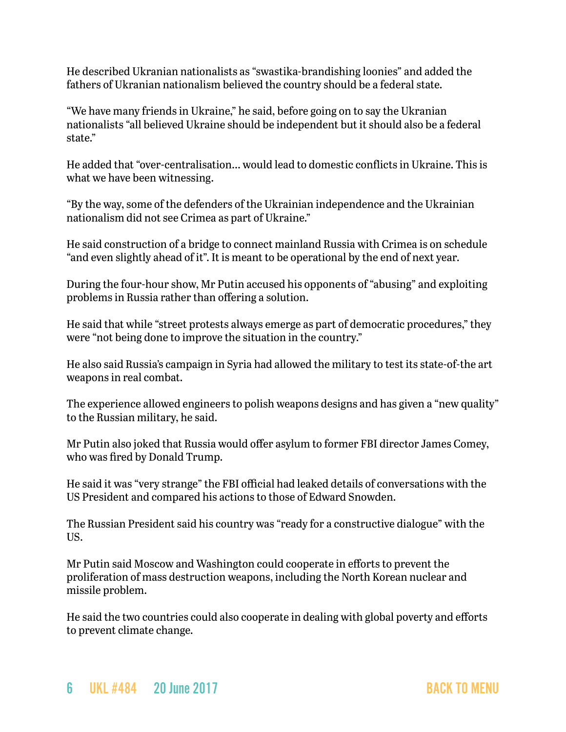He described Ukranian nationalists as “swastika-brandishing loonies” and added the fathers of Ukranian nationalism believed the country should be a federal state.

“We have many friends in Ukraine,” he said, before going on to say the Ukranian nationalists “all believed Ukraine should be independent but it should also be a federal state.”

He added that “over-centralisation… would lead to domestic conflicts in Ukraine. This is what we have been witnessing.

“By the way, some of the defenders of the Ukrainian independence and the Ukrainian nationalism did not see Crimea as part of Ukraine.”

He said construction of a bridge to connect mainland Russia with Crimea is on schedule “and even slightly ahead of it”. It is meant to be operational by the end of next year.

During the four-hour show, Mr Putin accused his opponents of “abusing” and exploiting problems in Russia rather than offering a solution.

He said that while “street protests always emerge as part of democratic procedures,” they were “not being done to improve the situation in the country.”

He also said Russia’s campaign in Syria had allowed the military to test its state-of-the art weapons in real combat.

The experience allowed engineers to polish weapons designs and has given a “new quality” to the Russian military, he said.

Mr Putin also joked that Russia would offer asylum to former FBI director James Comey, who was fired by Donald Trump.

He said it was “very strange” the FBI official had leaked details of conversations with the US President and compared his actions to those of Edward Snowden.

The Russian President said his country was “ready for a constructive dialogue” with the US.

Mr Putin said Moscow and Washington could cooperate in efforts to prevent the proliferation of mass destruction weapons, including the North Korean nuclear and missile problem.

He said the two countries could also cooperate in dealing with global poverty and efforts to prevent climate change.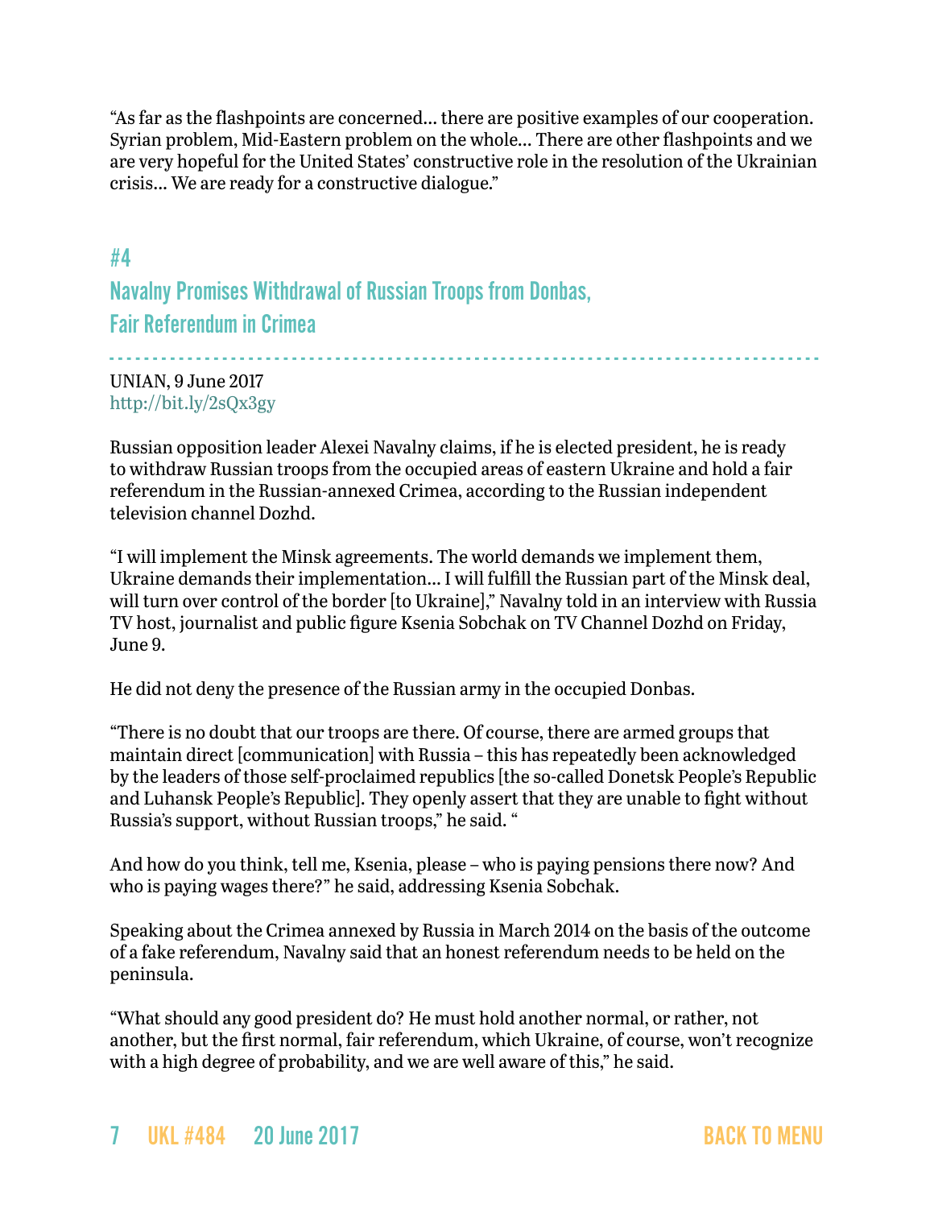"As far as the flashpoints are concerned… there are positive examples of our cooperation. Syrian problem, Mid-Eastern problem on the whole… There are other flashpoints and we are very hopeful for the United States' constructive role in the resolution of the Ukrainian crisis… We are ready for a constructive dialogue."

## #4

## Navalny Promises Withdrawal of Russian Troops from Donbas, Fair Referendum in Crimea

UNIAN, 9 June 2017
http://bit.ly/2sQx3gy

Russian opposition leader Alexei Navalny claims, if he is elected president, he is ready to withdraw Russian troops from the occupied areas of eastern Ukraine and hold a fair referendum in the Russian-annexed Crimea, according to the Russian independent television channel Dozhd.

"I will implement the Minsk agreements. The world demands we implement them, Ukraine demands their implementation… I will fulfill the Russian part of the Minsk deal, will turn over control of the border [to Ukraine]," Navalny told in an interview with Russia TV host, journalist and public figure Ksenia Sobchak on TV Channel Dozhd on Friday, June 9.

He did not deny the presence of the Russian army in the occupied Donbas.

"There is no doubt that our troops are there. Of course, there are armed groups that maintain direct [communication] with Russia – this has repeatedly been acknowledged by the leaders of those self-proclaimed republics [the so-called Donetsk People's Republic and Luhansk People's Republic]. They openly assert that they are unable to fight without Russia's support, without Russian troops," he said. "

And how do you think, tell me, Ksenia, please – who is paying pensions there now? And who is paying wages there?" he said, addressing Ksenia Sobchak.

Speaking about the Crimea annexed by Russia in March 2014 on the basis of the outcome of a fake referendum, Navalny said that an honest referendum needs to be held on the peninsula.

"What should any good president do? He must hold another normal, or rather, not another, but the first normal, fair referendum, which Ukraine, of course, won't recognize with a high degree of probability, and we are well aware of this," he said.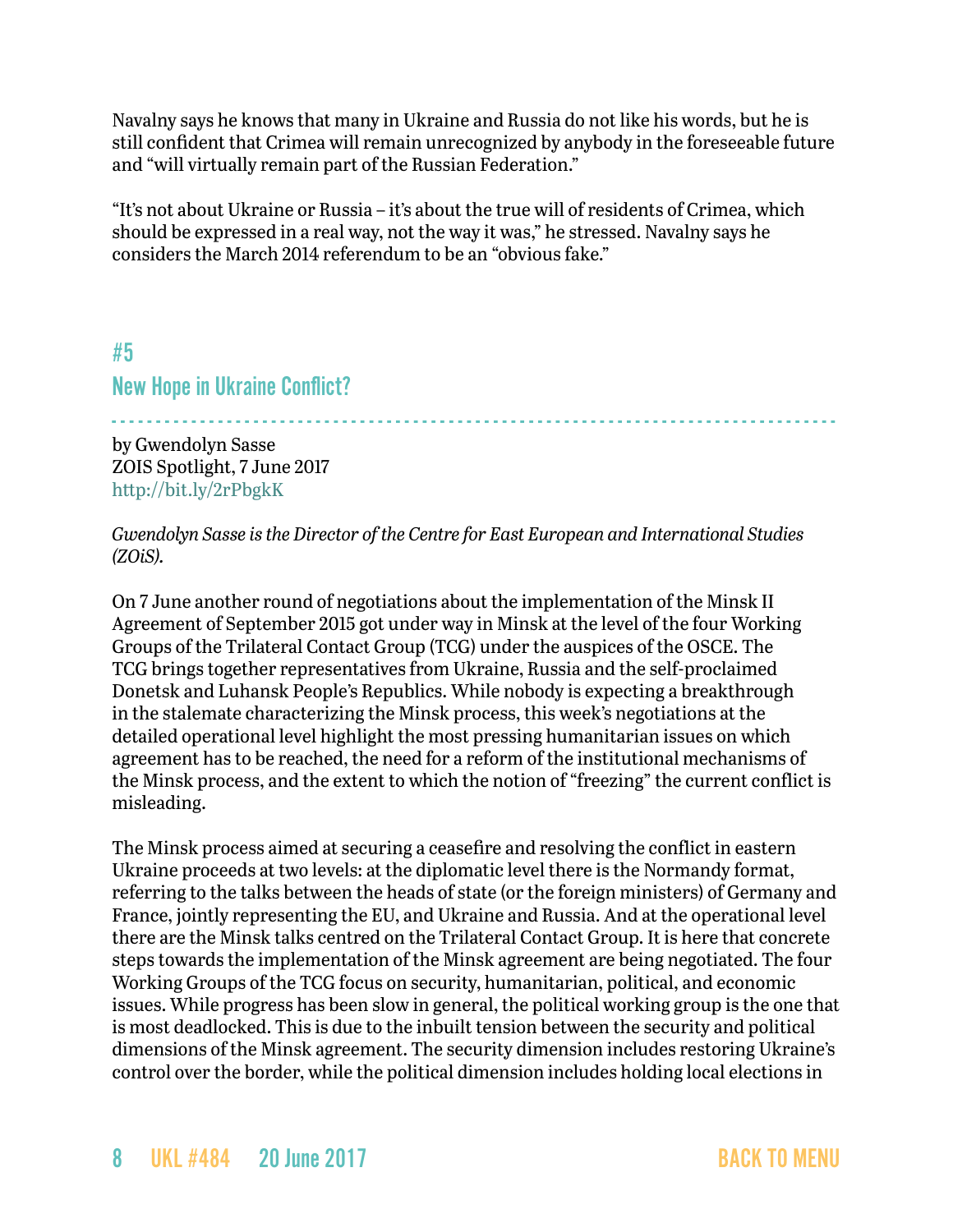Navalny says he knows that many in Ukraine and Russia do not like his words, but he is still confident that Crimea will remain unrecognized by anybody in the foreseeable future and "will virtually remain part of the Russian Federation."

"It's not about Ukraine or Russia – it's about the true will of residents of Crimea, which should be expressed in a real way, not the way it was," he stressed. Navalny says he considers the March 2014 referendum to be an "obvious fake."

## #5
## New Hope in Ukraine Conflict?

by Gwendolyn Sasse
ZOIS Spotlight, 7 June 2017
http://bit.ly/2rPbgkK

*Gwendolyn Sasse is the Director of the Centre for East European and International Studies (ZOiS).*

On 7 June another round of negotiations about the implementation of the Minsk II Agreement of September 2015 got under way in Minsk at the level of the four Working Groups of the Trilateral Contact Group (TCG) under the auspices of the OSCE. The TCG brings together representatives from Ukraine, Russia and the self-proclaimed Donetsk and Luhansk People's Republics. While nobody is expecting a breakthrough in the stalemate characterizing the Minsk process, this week's negotiations at the detailed operational level highlight the most pressing humanitarian issues on which agreement has to be reached, the need for a reform of the institutional mechanisms of the Minsk process, and the extent to which the notion of "freezing" the current conflict is misleading.

The Minsk process aimed at securing a ceasefire and resolving the conflict in eastern Ukraine proceeds at two levels: at the diplomatic level there is the Normandy format, referring to the talks between the heads of state (or the foreign ministers) of Germany and France, jointly representing the EU, and Ukraine and Russia. And at the operational level there are the Minsk talks centred on the Trilateral Contact Group. It is here that concrete steps towards the implementation of the Minsk agreement are being negotiated. The four Working Groups of the TCG focus on security, humanitarian, political, and economic issues. While progress has been slow in general, the political working group is the one that is most deadlocked. This is due to the inbuilt tension between the security and political dimensions of the Minsk agreement. The security dimension includes restoring Ukraine's control over the border, while the political dimension includes holding local elections in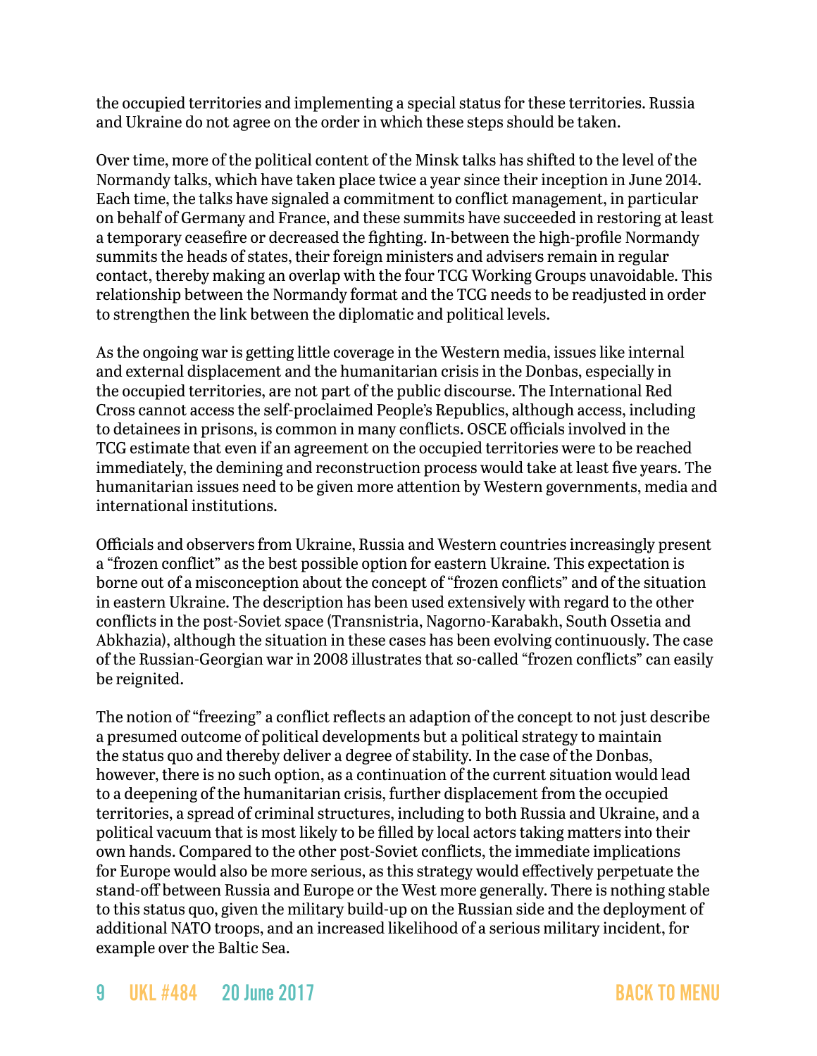the occupied territories and implementing a special status for these territories. Russia and Ukraine do not agree on the order in which these steps should be taken.

Over time, more of the political content of the Minsk talks has shifted to the level of the Normandy talks, which have taken place twice a year since their inception in June 2014. Each time, the talks have signaled a commitment to conflict management, in particular on behalf of Germany and France, and these summits have succeeded in restoring at least a temporary ceasefire or decreased the fighting. In-between the high-profile Normandy summits the heads of states, their foreign ministers and advisers remain in regular contact, thereby making an overlap with the four TCG Working Groups unavoidable. This relationship between the Normandy format and the TCG needs to be readjusted in order to strengthen the link between the diplomatic and political levels.

As the ongoing war is getting little coverage in the Western media, issues like internal and external displacement and the humanitarian crisis in the Donbas, especially in the occupied territories, are not part of the public discourse. The International Red Cross cannot access the self-proclaimed People's Republics, although access, including to detainees in prisons, is common in many conflicts. OSCE officials involved in the TCG estimate that even if an agreement on the occupied territories were to be reached immediately, the demining and reconstruction process would take at least five years. The humanitarian issues need to be given more attention by Western governments, media and international institutions.

Officials and observers from Ukraine, Russia and Western countries increasingly present a "frozen conflict" as the best possible option for eastern Ukraine. This expectation is borne out of a misconception about the concept of "frozen conflicts" and of the situation in eastern Ukraine. The description has been used extensively with regard to the other conflicts in the post-Soviet space (Transnistria, Nagorno-Karabakh, South Ossetia and Abkhazia), although the situation in these cases has been evolving continuously. The case of the Russian-Georgian war in 2008 illustrates that so-called "frozen conflicts" can easily be reignited.

The notion of "freezing" a conflict reflects an adaption of the concept to not just describe a presumed outcome of political developments but a political strategy to maintain the status quo and thereby deliver a degree of stability. In the case of the Donbas, however, there is no such option, as a continuation of the current situation would lead to a deepening of the humanitarian crisis, further displacement from the occupied territories, a spread of criminal structures, including to both Russia and Ukraine, and a political vacuum that is most likely to be filled by local actors taking matters into their own hands. Compared to the other post-Soviet conflicts, the immediate implications for Europe would also be more serious, as this strategy would effectively perpetuate the stand-off between Russia and Europe or the West more generally. There is nothing stable to this status quo, given the military build-up on the Russian side and the deployment of additional NATO troops, and an increased likelihood of a serious military incident, for example over the Baltic Sea.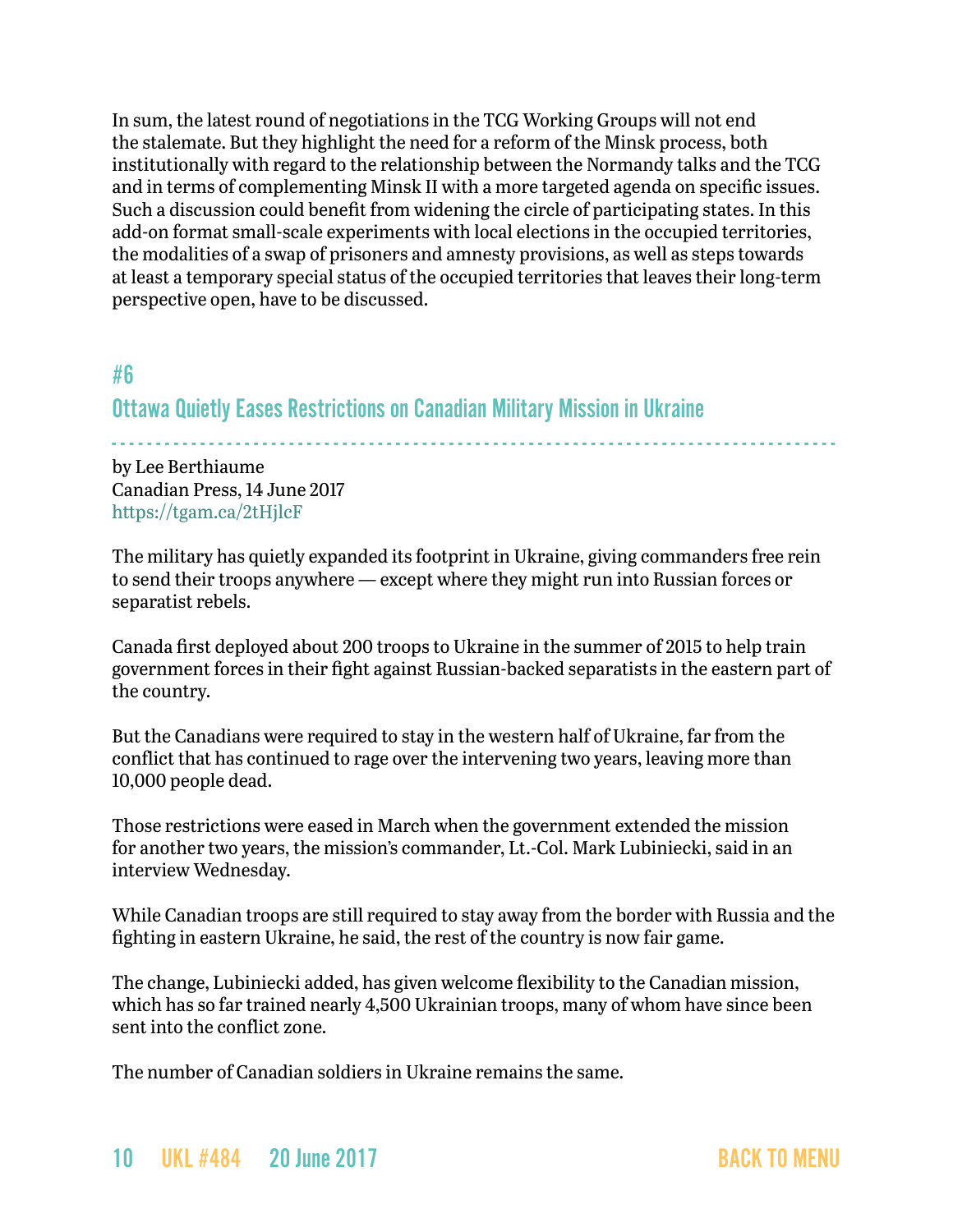In sum, the latest round of negotiations in the TCG Working Groups will not end the stalemate. But they highlight the need for a reform of the Minsk process, both institutionally with regard to the relationship between the Normandy talks and the TCG and in terms of complementing Minsk II with a more targeted agenda on specific issues. Such a discussion could benefit from widening the circle of participating states. In this add-on format small-scale experiments with local elections in the occupied territories, the modalities of a swap of prisoners and amnesty provisions, as well as steps towards at least a temporary special status of the occupied territories that leaves their long-term perspective open, have to be discussed.

## #6

## Ottawa Quietly Eases Restrictions on Canadian Military Mission in Ukraine

by Lee Berthiaume
Canadian Press, 14 June 2017
https://tgam.ca/2tHjlcF

The military has quietly expanded its footprint in Ukraine, giving commanders free rein to send their troops anywhere — except where they might run into Russian forces or separatist rebels.

Canada first deployed about 200 troops to Ukraine in the summer of 2015 to help train government forces in their fight against Russian-backed separatists in the eastern part of the country.

But the Canadians were required to stay in the western half of Ukraine, far from the conflict that has continued to rage over the intervening two years, leaving more than 10,000 people dead.

Those restrictions were eased in March when the government extended the mission for another two years, the mission's commander, Lt.-Col. Mark Lubiniecki, said in an interview Wednesday.

While Canadian troops are still required to stay away from the border with Russia and the fighting in eastern Ukraine, he said, the rest of the country is now fair game.

The change, Lubiniecki added, has given welcome flexibility to the Canadian mission, which has so far trained nearly 4,500 Ukrainian troops, many of whom have since been sent into the conflict zone.

The number of Canadian soldiers in Ukraine remains the same.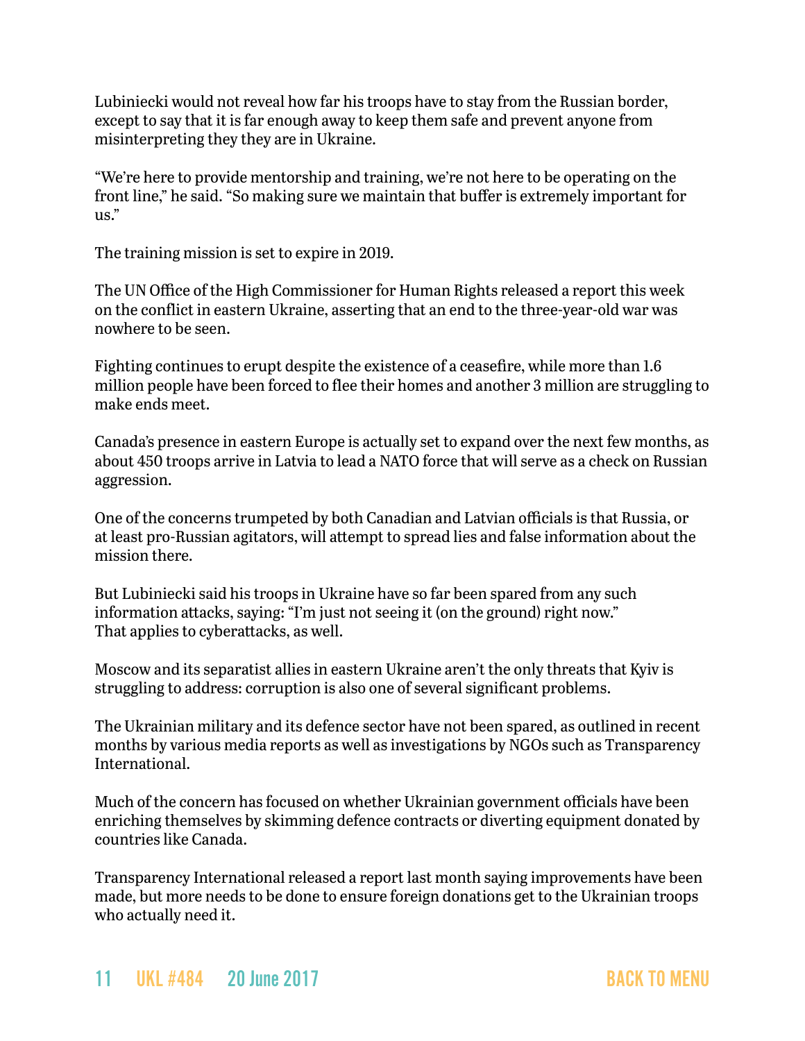Lubiniecki would not reveal how far his troops have to stay from the Russian border, except to say that it is far enough away to keep them safe and prevent anyone from misinterpreting they they are in Ukraine.

"We're here to provide mentorship and training, we're not here to be operating on the front line," he said. "So making sure we maintain that buffer is extremely important for us."

The training mission is set to expire in 2019.

The UN Office of the High Commissioner for Human Rights released a report this week on the conflict in eastern Ukraine, asserting that an end to the three-year-old war was nowhere to be seen.

Fighting continues to erupt despite the existence of a ceasefire, while more than 1.6 million people have been forced to flee their homes and another 3 million are struggling to make ends meet.

Canada's presence in eastern Europe is actually set to expand over the next few months, as about 450 troops arrive in Latvia to lead a NATO force that will serve as a check on Russian aggression.

One of the concerns trumpeted by both Canadian and Latvian officials is that Russia, or at least pro-Russian agitators, will attempt to spread lies and false information about the mission there.

But Lubiniecki said his troops in Ukraine have so far been spared from any such information attacks, saying: "I'm just not seeing it (on the ground) right now." That applies to cyberattacks, as well.

Moscow and its separatist allies in eastern Ukraine aren't the only threats that Kyiv is struggling to address: corruption is also one of several significant problems.

The Ukrainian military and its defence sector have not been spared, as outlined in recent months by various media reports as well as investigations by NGOs such as Transparency International.

Much of the concern has focused on whether Ukrainian government officials have been enriching themselves by skimming defence contracts or diverting equipment donated by countries like Canada.

Transparency International released a report last month saying improvements have been made, but more needs to be done to ensure foreign donations get to the Ukrainian troops who actually need it.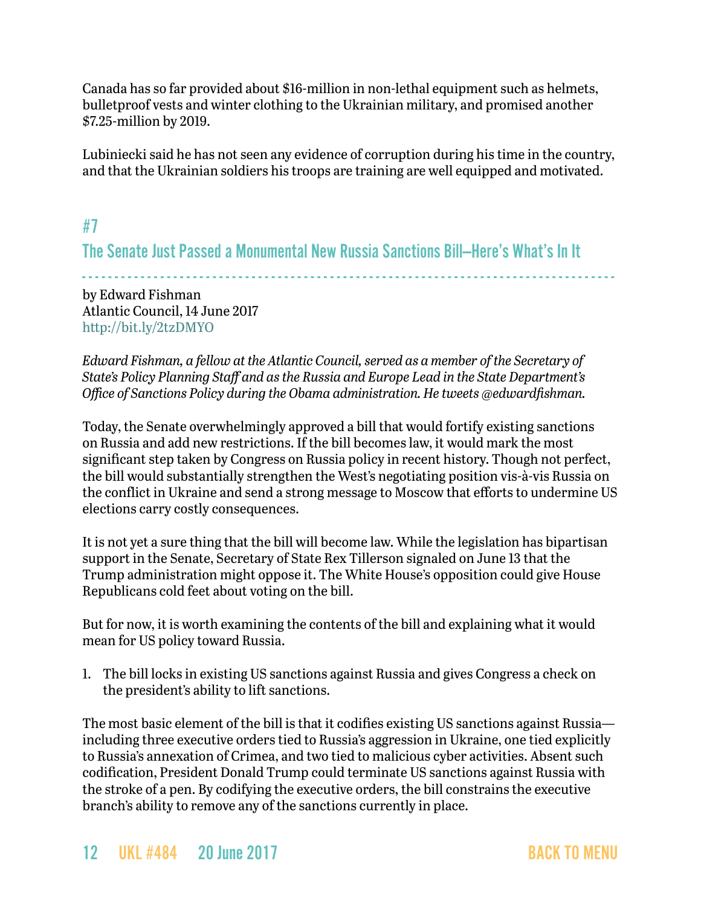Canada has so far provided about $16-million in non-lethal equipment such as helmets, bulletproof vests and winter clothing to the Ukrainian military, and promised another $7.25-million by 2019.

Lubiniecki said he has not seen any evidence of corruption during his time in the country, and that the Ukrainian soldiers his troops are training are well equipped and motivated.

## #7

## The Senate Just Passed a Monumental New Russia Sanctions Bill—Here's What's In It

by Edward Fishman
Atlantic Council, 14 June 2017
http://bit.ly/2tzDMYO

*Edward Fishman, a fellow at the Atlantic Council, served as a member of the Secretary of State's Policy Planning Staff and as the Russia and Europe Lead in the State Department's Office of Sanctions Policy during the Obama administration. He tweets @edwardfishman.*

Today, the Senate overwhelmingly approved a bill that would fortify existing sanctions on Russia and add new restrictions. If the bill becomes law, it would mark the most significant step taken by Congress on Russia policy in recent history. Though not perfect, the bill would substantially strengthen the West's negotiating position vis-à-vis Russia on the conflict in Ukraine and send a strong message to Moscow that efforts to undermine US elections carry costly consequences.

It is not yet a sure thing that the bill will become law. While the legislation has bipartisan support in the Senate, Secretary of State Rex Tillerson signaled on June 13 that the Trump administration might oppose it. The White House's opposition could give House Republicans cold feet about voting on the bill.

But for now, it is worth examining the contents of the bill and explaining what it would mean for US policy toward Russia.

1. The bill locks in existing US sanctions against Russia and gives Congress a check on the president's ability to lift sanctions.

The most basic element of the bill is that it codifies existing US sanctions against Russia—including three executive orders tied to Russia's aggression in Ukraine, one tied explicitly to Russia's annexation of Crimea, and two tied to malicious cyber activities. Absent such codification, President Donald Trump could terminate US sanctions against Russia with the stroke of a pen. By codifying the executive orders, the bill constrains the executive branch's ability to remove any of the sanctions currently in place.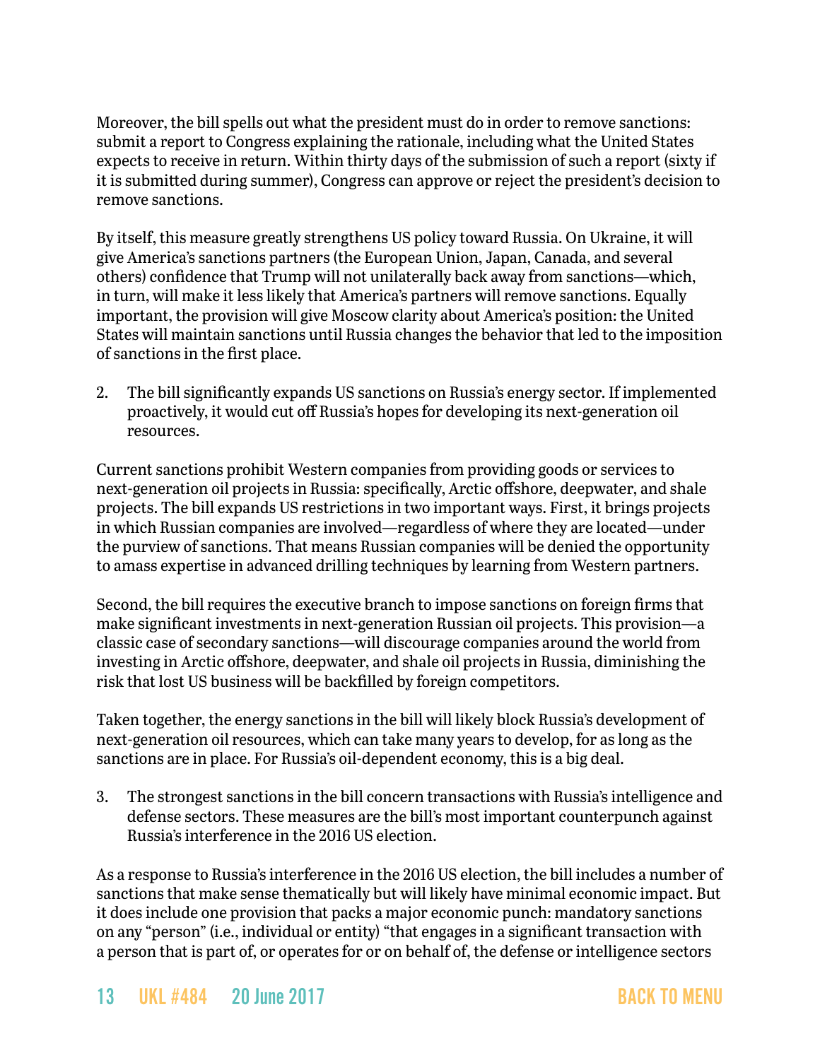Moreover, the bill spells out what the president must do in order to remove sanctions: submit a report to Congress explaining the rationale, including what the United States expects to receive in return. Within thirty days of the submission of such a report (sixty if it is submitted during summer), Congress can approve or reject the president's decision to remove sanctions.

By itself, this measure greatly strengthens US policy toward Russia. On Ukraine, it will give America's sanctions partners (the European Union, Japan, Canada, and several others) confidence that Trump will not unilaterally back away from sanctions—which, in turn, will make it less likely that America's partners will remove sanctions. Equally important, the provision will give Moscow clarity about America's position: the United States will maintain sanctions until Russia changes the behavior that led to the imposition of sanctions in the first place.

2. The bill significantly expands US sanctions on Russia's energy sector. If implemented proactively, it would cut off Russia's hopes for developing its next-generation oil resources.

Current sanctions prohibit Western companies from providing goods or services to next-generation oil projects in Russia: specifically, Arctic offshore, deepwater, and shale projects. The bill expands US restrictions in two important ways. First, it brings projects in which Russian companies are involved—regardless of where they are located—under the purview of sanctions. That means Russian companies will be denied the opportunity to amass expertise in advanced drilling techniques by learning from Western partners.

Second, the bill requires the executive branch to impose sanctions on foreign firms that make significant investments in next-generation Russian oil projects. This provision—a classic case of secondary sanctions—will discourage companies around the world from investing in Arctic offshore, deepwater, and shale oil projects in Russia, diminishing the risk that lost US business will be backfilled by foreign competitors.

Taken together, the energy sanctions in the bill will likely block Russia's development of next-generation oil resources, which can take many years to develop, for as long as the sanctions are in place. For Russia's oil-dependent economy, this is a big deal.

3. The strongest sanctions in the bill concern transactions with Russia's intelligence and defense sectors. These measures are the bill's most important counterpunch against Russia's interference in the 2016 US election.

As a response to Russia's interference in the 2016 US election, the bill includes a number of sanctions that make sense thematically but will likely have minimal economic impact. But it does include one provision that packs a major economic punch: mandatory sanctions on any "person" (i.e., individual or entity) "that engages in a significant transaction with a person that is part of, or operates for or on behalf of, the defense or intelligence sectors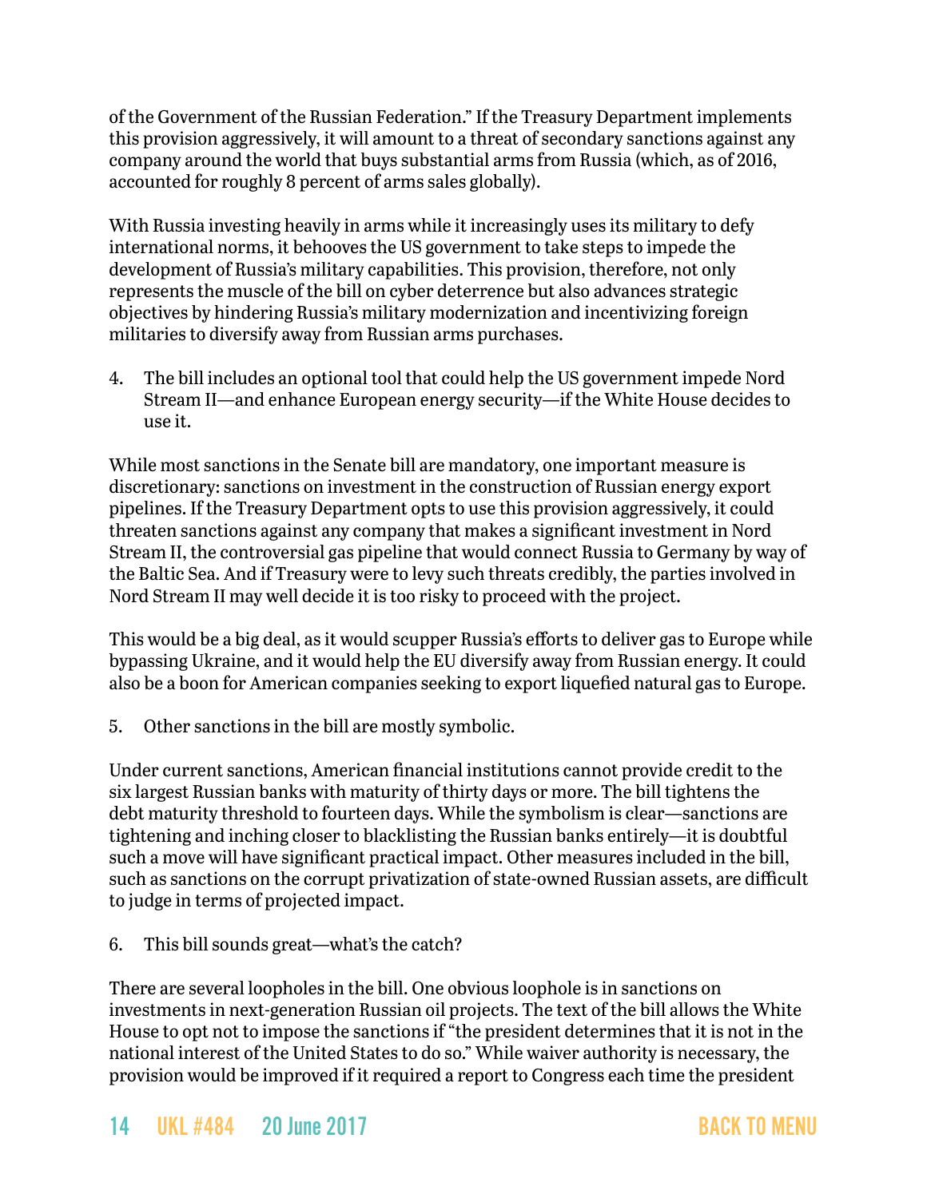of the Government of the Russian Federation." If the Treasury Department implements this provision aggressively, it will amount to a threat of secondary sanctions against any company around the world that buys substantial arms from Russia (which, as of 2016, accounted for roughly 8 percent of arms sales globally).

With Russia investing heavily in arms while it increasingly uses its military to defy international norms, it behooves the US government to take steps to impede the development of Russia's military capabilities. This provision, therefore, not only represents the muscle of the bill on cyber deterrence but also advances strategic objectives by hindering Russia's military modernization and incentivizing foreign militaries to diversify away from Russian arms purchases.

4. The bill includes an optional tool that could help the US government impede Nord Stream II—and enhance European energy security—if the White House decides to use it.

While most sanctions in the Senate bill are mandatory, one important measure is discretionary: sanctions on investment in the construction of Russian energy export pipelines. If the Treasury Department opts to use this provision aggressively, it could threaten sanctions against any company that makes a significant investment in Nord Stream II, the controversial gas pipeline that would connect Russia to Germany by way of the Baltic Sea. And if Treasury were to levy such threats credibly, the parties involved in Nord Stream II may well decide it is too risky to proceed with the project.

This would be a big deal, as it would scupper Russia's efforts to deliver gas to Europe while bypassing Ukraine, and it would help the EU diversify away from Russian energy. It could also be a boon for American companies seeking to export liquefied natural gas to Europe.

5. Other sanctions in the bill are mostly symbolic.

Under current sanctions, American financial institutions cannot provide credit to the six largest Russian banks with maturity of thirty days or more. The bill tightens the debt maturity threshold to fourteen days. While the symbolism is clear—sanctions are tightening and inching closer to blacklisting the Russian banks entirely—it is doubtful such a move will have significant practical impact. Other measures included in the bill, such as sanctions on the corrupt privatization of state-owned Russian assets, are difficult to judge in terms of projected impact.

6. This bill sounds great—what's the catch?

There are several loopholes in the bill. One obvious loophole is in sanctions on investments in next-generation Russian oil projects. The text of the bill allows the White House to opt not to impose the sanctions if "the president determines that it is not in the national interest of the United States to do so." While waiver authority is necessary, the provision would be improved if it required a report to Congress each time the president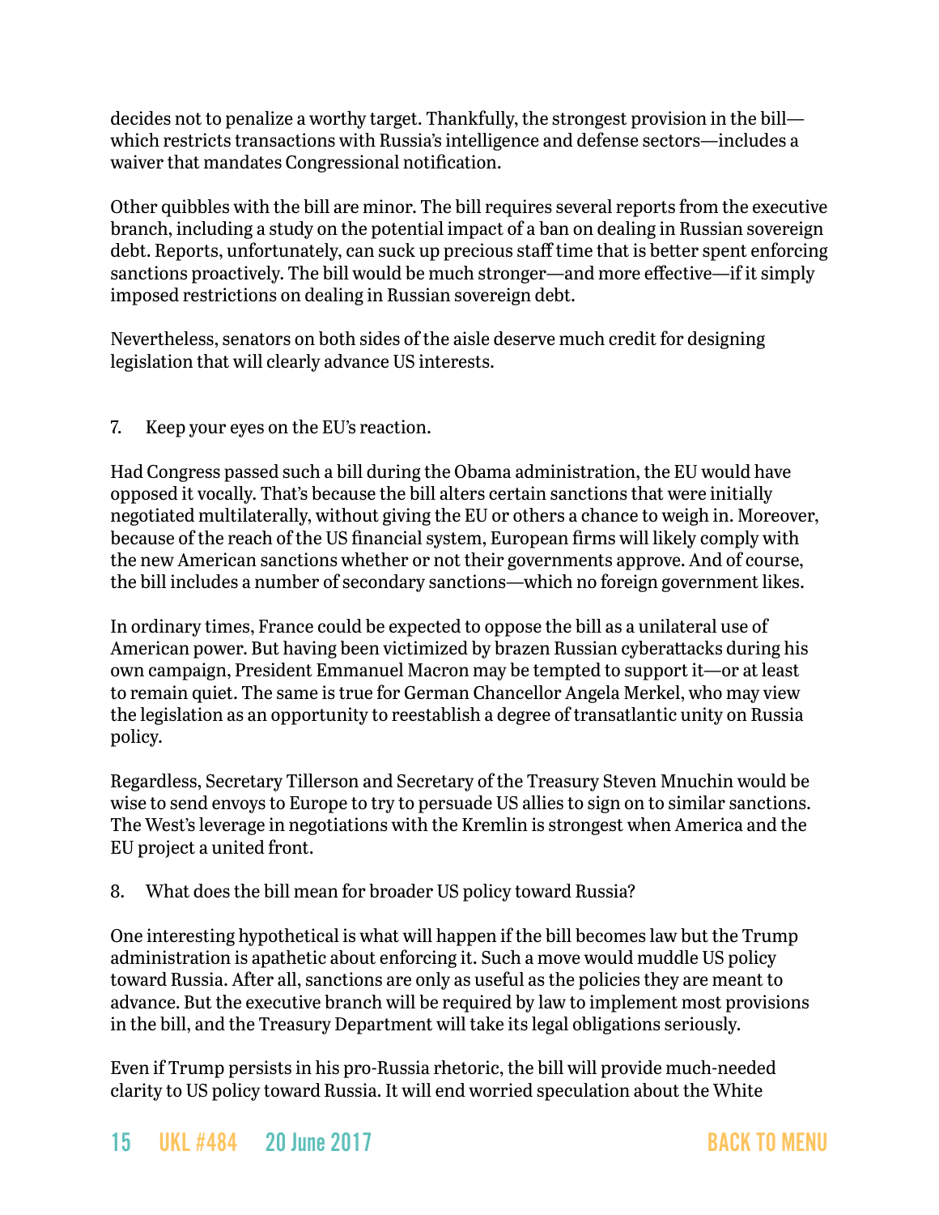decides not to penalize a worthy target. Thankfully, the strongest provision in the bill—which restricts transactions with Russia's intelligence and defense sectors—includes a waiver that mandates Congressional notification.

Other quibbles with the bill are minor. The bill requires several reports from the executive branch, including a study on the potential impact of a ban on dealing in Russian sovereign debt. Reports, unfortunately, can suck up precious staff time that is better spent enforcing sanctions proactively. The bill would be much stronger—and more effective—if it simply imposed restrictions on dealing in Russian sovereign debt.

Nevertheless, senators on both sides of the aisle deserve much credit for designing legislation that will clearly advance US interests.

7. Keep your eyes on the EU's reaction.

Had Congress passed such a bill during the Obama administration, the EU would have opposed it vocally. That's because the bill alters certain sanctions that were initially negotiated multilaterally, without giving the EU or others a chance to weigh in. Moreover, because of the reach of the US financial system, European firms will likely comply with the new American sanctions whether or not their governments approve. And of course, the bill includes a number of secondary sanctions—which no foreign government likes.

In ordinary times, France could be expected to oppose the bill as a unilateral use of American power. But having been victimized by brazen Russian cyberattacks during his own campaign, President Emmanuel Macron may be tempted to support it—or at least to remain quiet. The same is true for German Chancellor Angela Merkel, who may view the legislation as an opportunity to reestablish a degree of transatlantic unity on Russia policy.

Regardless, Secretary Tillerson and Secretary of the Treasury Steven Mnuchin would be wise to send envoys to Europe to try to persuade US allies to sign on to similar sanctions. The West's leverage in negotiations with the Kremlin is strongest when America and the EU project a united front.

8. What does the bill mean for broader US policy toward Russia?

One interesting hypothetical is what will happen if the bill becomes law but the Trump administration is apathetic about enforcing it. Such a move would muddle US policy toward Russia. After all, sanctions are only as useful as the policies they are meant to advance. But the executive branch will be required by law to implement most provisions in the bill, and the Treasury Department will take its legal obligations seriously.

Even if Trump persists in his pro-Russia rhetoric, the bill will provide much-needed clarity to US policy toward Russia. It will end worried speculation about the White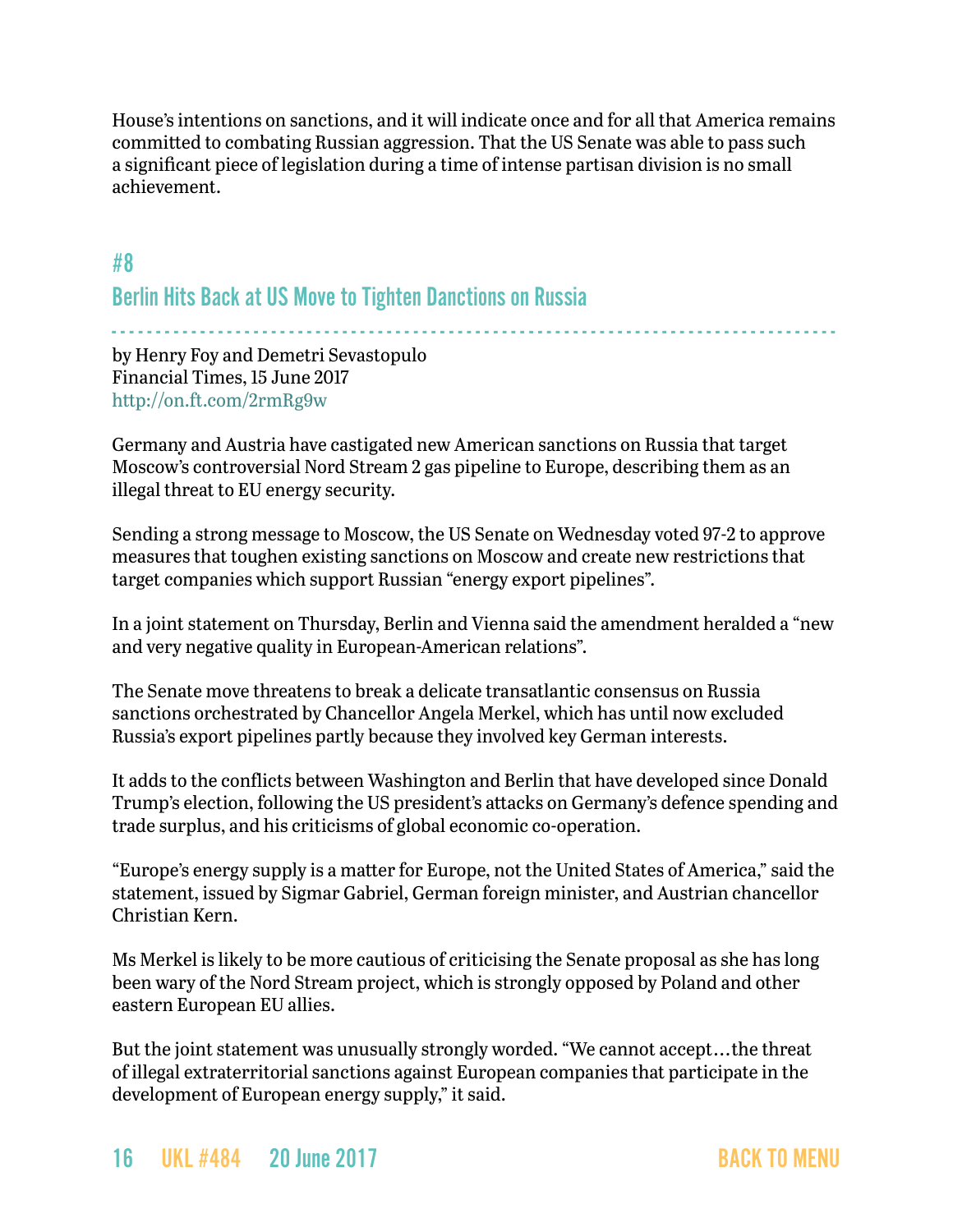House's intentions on sanctions, and it will indicate once and for all that America remains committed to combating Russian aggression. That the US Senate was able to pass such a significant piece of legislation during a time of intense partisan division is no small achievement.

## #8

## Berlin Hits Back at US Move to Tighten Danctions on Russia

by Henry Foy and Demetri Sevastopulo
Financial Times, 15 June 2017
http://on.ft.com/2rmRg9w

Germany and Austria have castigated new American sanctions on Russia that target Moscow's controversial Nord Stream 2 gas pipeline to Europe, describing them as an illegal threat to EU energy security.

Sending a strong message to Moscow, the US Senate on Wednesday voted 97-2 to approve measures that toughen existing sanctions on Moscow and create new restrictions that target companies which support Russian "energy export pipelines".

In a joint statement on Thursday, Berlin and Vienna said the amendment heralded a "new and very negative quality in European-American relations".

The Senate move threatens to break a delicate transatlantic consensus on Russia sanctions orchestrated by Chancellor Angela Merkel, which has until now excluded Russia's export pipelines partly because they involved key German interests.

It adds to the conflicts between Washington and Berlin that have developed since Donald Trump's election, following the US president's attacks on Germany's defence spending and trade surplus, and his criticisms of global economic co-operation.

"Europe's energy supply is a matter for Europe, not the United States of America," said the statement, issued by Sigmar Gabriel, German foreign minister, and Austrian chancellor Christian Kern.

Ms Merkel is likely to be more cautious of criticising the Senate proposal as she has long been wary of the Nord Stream project, which is strongly opposed by Poland and other eastern European EU allies.

But the joint statement was unusually strongly worded. "We cannot accept…the threat of illegal extraterritorial sanctions against European companies that participate in the development of European energy supply," it said.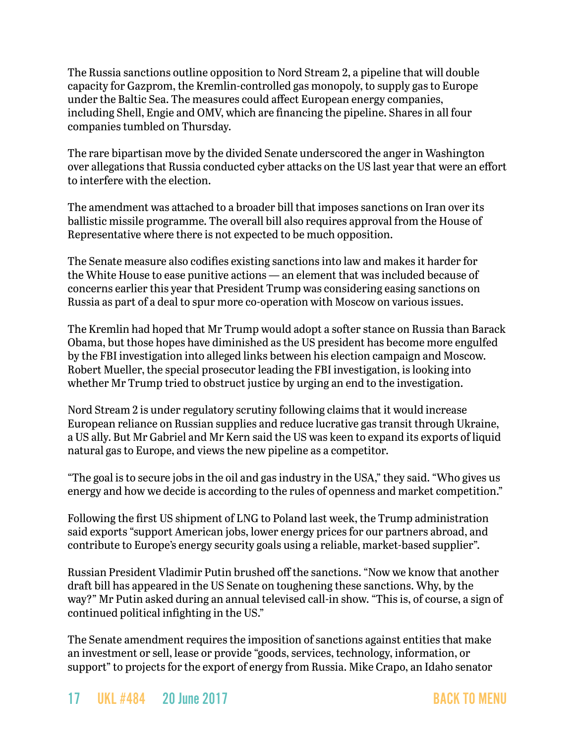The Russia sanctions outline opposition to Nord Stream 2, a pipeline that will double capacity for Gazprom, the Kremlin-controlled gas monopoly, to supply gas to Europe under the Baltic Sea. The measures could affect European energy companies, including Shell, Engie and OMV, which are financing the pipeline. Shares in all four companies tumbled on Thursday.

The rare bipartisan move by the divided Senate underscored the anger in Washington over allegations that Russia conducted cyber attacks on the US last year that were an effort to interfere with the election.

The amendment was attached to a broader bill that imposes sanctions on Iran over its ballistic missile programme. The overall bill also requires approval from the House of Representative where there is not expected to be much opposition.

The Senate measure also codifies existing sanctions into law and makes it harder for the White House to ease punitive actions — an element that was included because of concerns earlier this year that President Trump was considering easing sanctions on Russia as part of a deal to spur more co-operation with Moscow on various issues.

The Kremlin had hoped that Mr Trump would adopt a softer stance on Russia than Barack Obama, but those hopes have diminished as the US president has become more engulfed by the FBI investigation into alleged links between his election campaign and Moscow. Robert Mueller, the special prosecutor leading the FBI investigation, is looking into whether Mr Trump tried to obstruct justice by urging an end to the investigation.

Nord Stream 2 is under regulatory scrutiny following claims that it would increase European reliance on Russian supplies and reduce lucrative gas transit through Ukraine, a US ally. But Mr Gabriel and Mr Kern said the US was keen to expand its exports of liquid natural gas to Europe, and views the new pipeline as a competitor.

"The goal is to secure jobs in the oil and gas industry in the USA," they said. "Who gives us energy and how we decide is according to the rules of openness and market competition."

Following the first US shipment of LNG to Poland last week, the Trump administration said exports "support American jobs, lower energy prices for our partners abroad, and contribute to Europe's energy security goals using a reliable, market-based supplier".

Russian President Vladimir Putin brushed off the sanctions. "Now we know that another draft bill has appeared in the US Senate on toughening these sanctions. Why, by the way?" Mr Putin asked during an annual televised call-in show. "This is, of course, a sign of continued political infighting in the US."

The Senate amendment requires the imposition of sanctions against entities that make an investment or sell, lease or provide "goods, services, technology, information, or support" to projects for the export of energy from Russia. Mike Crapo, an Idaho senator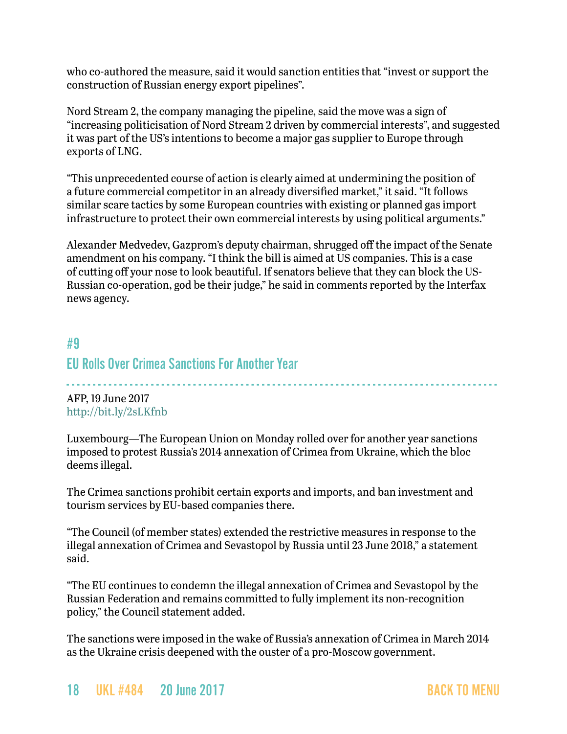who co-authored the measure, said it would sanction entities that "invest or support the construction of Russian energy export pipelines".

Nord Stream 2, the company managing the pipeline, said the move was a sign of "increasing politicisation of Nord Stream 2 driven by commercial interests", and suggested it was part of the US's intentions to become a major gas supplier to Europe through exports of LNG.

"This unprecedented course of action is clearly aimed at undermining the position of a future commercial competitor in an already diversified market," it said. "It follows similar scare tactics by some European countries with existing or planned gas import infrastructure to protect their own commercial interests by using political arguments."

Alexander Medvedev, Gazprom's deputy chairman, shrugged off the impact of the Senate amendment on his company. "I think the bill is aimed at US companies. This is a case of cutting off your nose to look beautiful. If senators believe that they can block the US-Russian co-operation, god be their judge," he said in comments reported by the Interfax news agency.

## #9
## EU Rolls Over Crimea Sanctions For Another Year

AFP, 19 June 2017
http://bit.ly/2sLKfnb

Luxembourg—The European Union on Monday rolled over for another year sanctions imposed to protest Russia's 2014 annexation of Crimea from Ukraine, which the bloc deems illegal.

The Crimea sanctions prohibit certain exports and imports, and ban investment and tourism services by EU-based companies there.

"The Council (of member states) extended the restrictive measures in response to the illegal annexation of Crimea and Sevastopol by Russia until 23 June 2018," a statement said.

"The EU continues to condemn the illegal annexation of Crimea and Sevastopol by the Russian Federation and remains committed to fully implement its non-recognition policy," the Council statement added.

The sanctions were imposed in the wake of Russia's annexation of Crimea in March 2014 as the Ukraine crisis deepened with the ouster of a pro-Moscow government.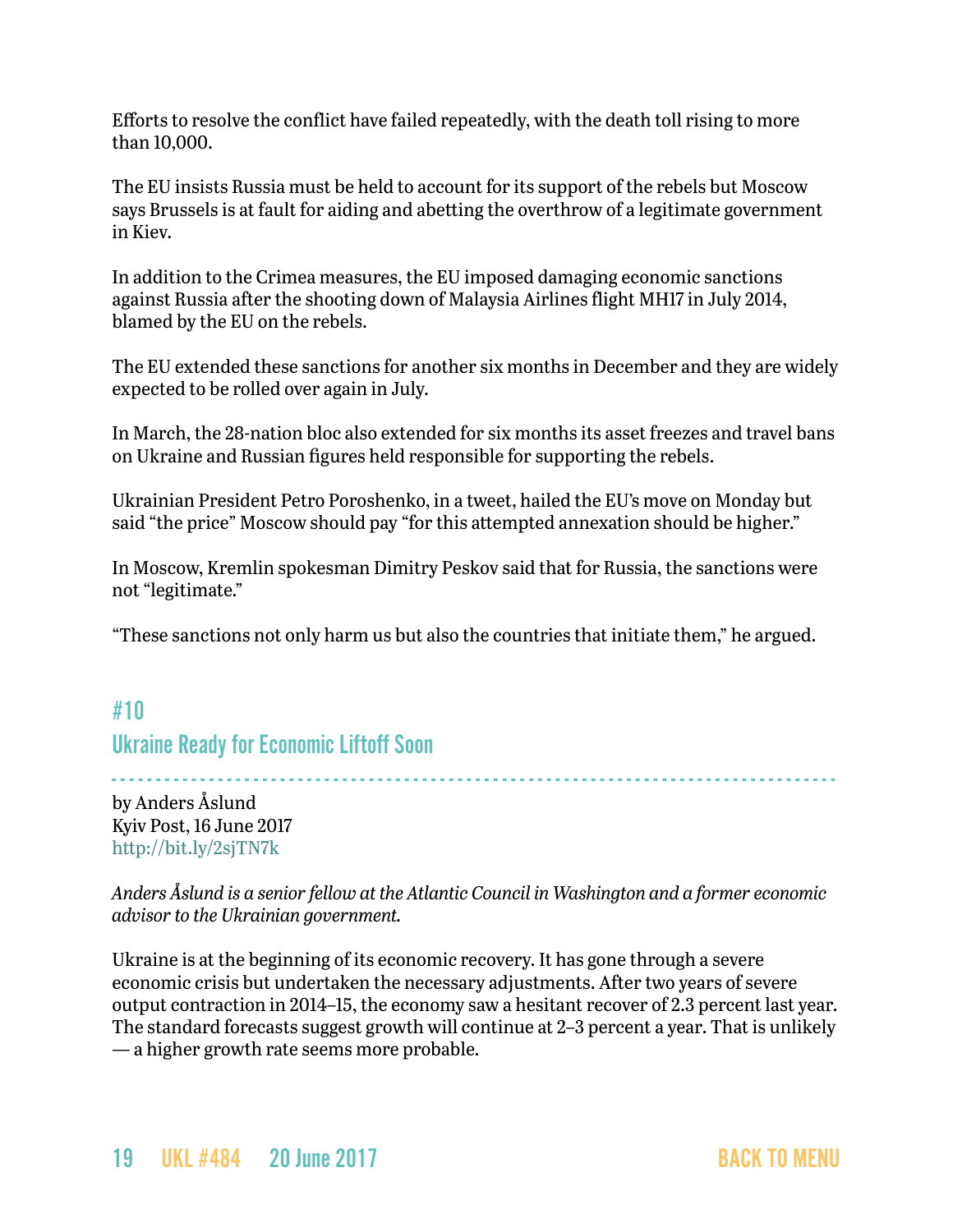Efforts to resolve the conflict have failed repeatedly, with the death toll rising to more than 10,000.

The EU insists Russia must be held to account for its support of the rebels but Moscow says Brussels is at fault for aiding and abetting the overthrow of a legitimate government in Kiev.

In addition to the Crimea measures, the EU imposed damaging economic sanctions against Russia after the shooting down of Malaysia Airlines flight MH17 in July 2014, blamed by the EU on the rebels.

The EU extended these sanctions for another six months in December and they are widely expected to be rolled over again in July.

In March, the 28-nation bloc also extended for six months its asset freezes and travel bans on Ukraine and Russian figures held responsible for supporting the rebels.

Ukrainian President Petro Poroshenko, in a tweet, hailed the EU's move on Monday but said "the price" Moscow should pay "for this attempted annexation should be higher."

In Moscow, Kremlin spokesman Dimitry Peskov said that for Russia, the sanctions were not "legitimate."

"These sanctions not only harm us but also the countries that initiate them," he argued.

## #10
## Ukraine Ready for Economic Liftoff Soon

by Anders Åslund
Kyiv Post, 16 June 2017
http://bit.ly/2sjTN7k

*Anders Åslund is a senior fellow at the Atlantic Council in Washington and a former economic advisor to the Ukrainian government.*

Ukraine is at the beginning of its economic recovery. It has gone through a severe economic crisis but undertaken the necessary adjustments. After two years of severe output contraction in 2014–15, the economy saw a hesitant recover of 2.3 percent last year. The standard forecasts suggest growth will continue at 2–3 percent a year. That is unlikely — a higher growth rate seems more probable.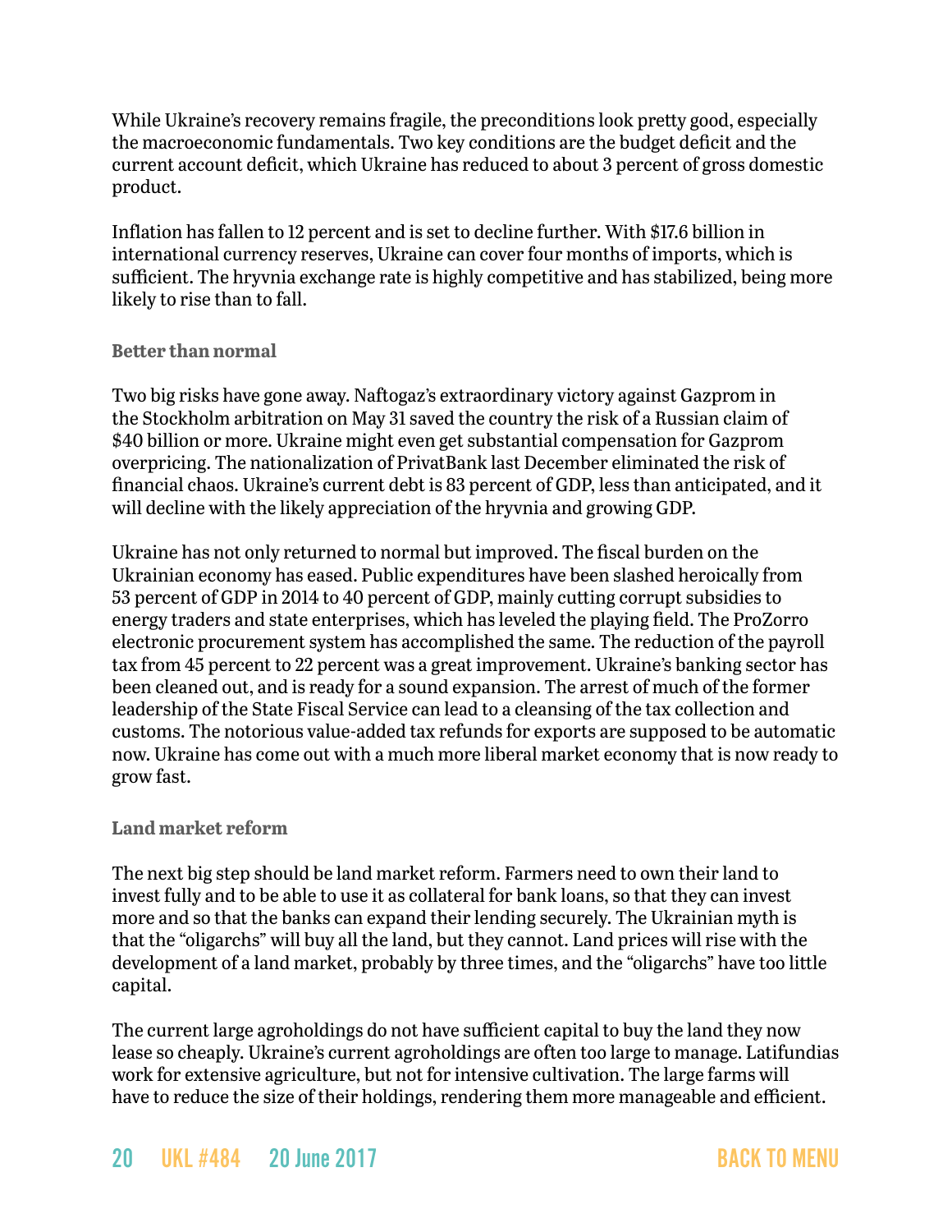While Ukraine's recovery remains fragile, the preconditions look pretty good, especially the macroeconomic fundamentals. Two key conditions are the budget deficit and the current account deficit, which Ukraine has reduced to about 3 percent of gross domestic product.

Inflation has fallen to 12 percent and is set to decline further. With $17.6 billion in international currency reserves, Ukraine can cover four months of imports, which is sufficient. The hryvnia exchange rate is highly competitive and has stabilized, being more likely to rise than to fall.

### Better than normal

Two big risks have gone away. Naftogaz's extraordinary victory against Gazprom in the Stockholm arbitration on May 31 saved the country the risk of a Russian claim of $40 billion or more. Ukraine might even get substantial compensation for Gazprom overpricing. The nationalization of PrivatBank last December eliminated the risk of financial chaos. Ukraine's current debt is 83 percent of GDP, less than anticipated, and it will decline with the likely appreciation of the hryvnia and growing GDP.

Ukraine has not only returned to normal but improved. The fiscal burden on the Ukrainian economy has eased. Public expenditures have been slashed heroically from 53 percent of GDP in 2014 to 40 percent of GDP, mainly cutting corrupt subsidies to energy traders and state enterprises, which has leveled the playing field. The ProZorro electronic procurement system has accomplished the same. The reduction of the payroll tax from 45 percent to 22 percent was a great improvement. Ukraine's banking sector has been cleaned out, and is ready for a sound expansion. The arrest of much of the former leadership of the State Fiscal Service can lead to a cleansing of the tax collection and customs. The notorious value-added tax refunds for exports are supposed to be automatic now. Ukraine has come out with a much more liberal market economy that is now ready to grow fast.

### Land market reform

The next big step should be land market reform. Farmers need to own their land to invest fully and to be able to use it as collateral for bank loans, so that they can invest more and so that the banks can expand their lending securely. The Ukrainian myth is that the "oligarchs" will buy all the land, but they cannot. Land prices will rise with the development of a land market, probably by three times, and the "oligarchs" have too little capital.

The current large agroholdings do not have sufficient capital to buy the land they now lease so cheaply. Ukraine's current agroholdings are often too large to manage. Latifundias work for extensive agriculture, but not for intensive cultivation. The large farms will have to reduce the size of their holdings, rendering them more manageable and efficient.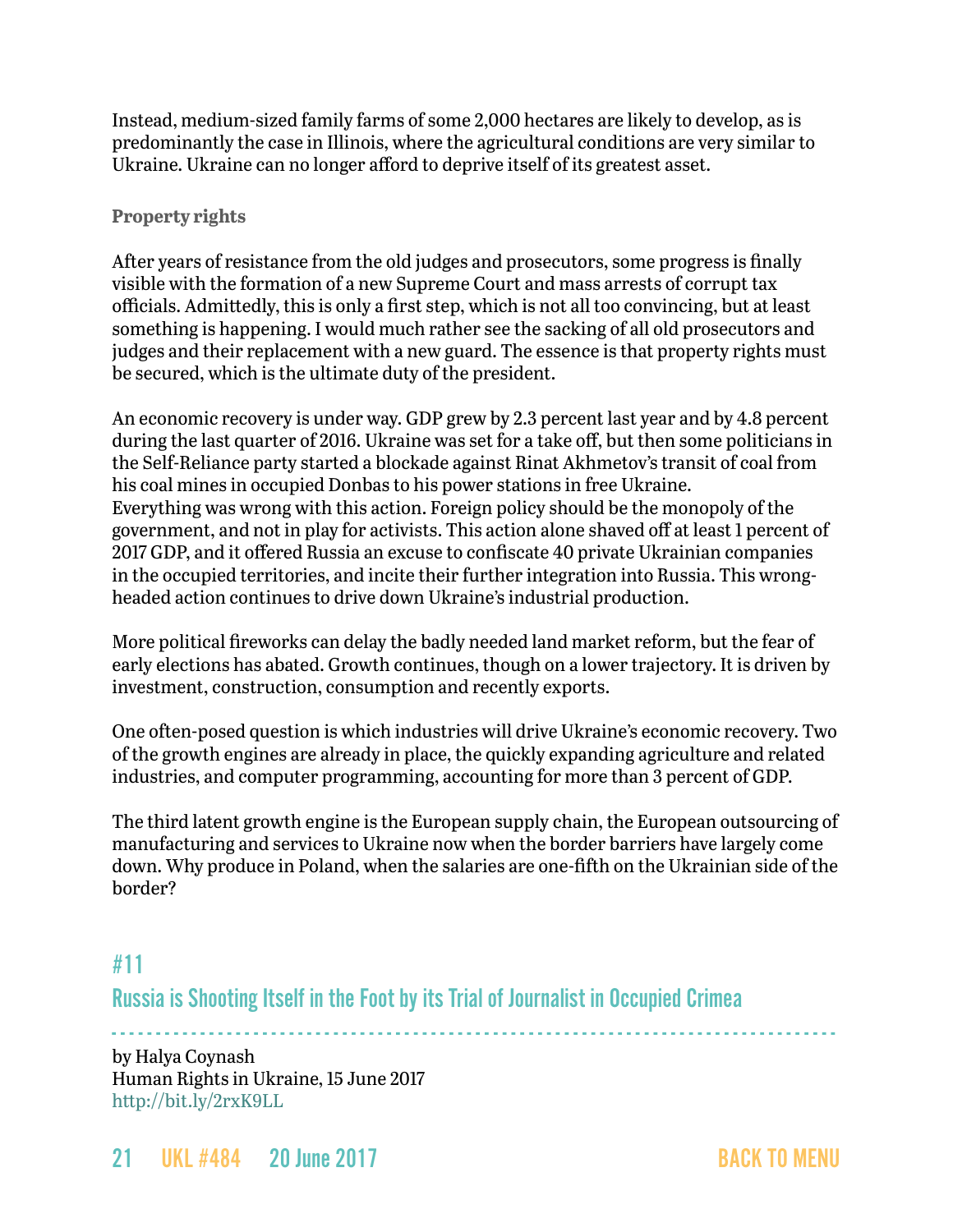Instead, medium-sized family farms of some 2,000 hectares are likely to develop, as is predominantly the case in Illinois, where the agricultural conditions are very similar to Ukraine. Ukraine can no longer afford to deprive itself of its greatest asset.

**Property rights**

After years of resistance from the old judges and prosecutors, some progress is finally visible with the formation of a new Supreme Court and mass arrests of corrupt tax officials. Admittedly, this is only a first step, which is not all too convincing, but at least something is happening. I would much rather see the sacking of all old prosecutors and judges and their replacement with a new guard. The essence is that property rights must be secured, which is the ultimate duty of the president.

An economic recovery is under way. GDP grew by 2.3 percent last year and by 4.8 percent during the last quarter of 2016. Ukraine was set for a take off, but then some politicians in the Self-Reliance party started a blockade against Rinat Akhmetov's transit of coal from his coal mines in occupied Donbas to his power stations in free Ukraine.
Everything was wrong with this action. Foreign policy should be the monopoly of the government, and not in play for activists. This action alone shaved off at least 1 percent of 2017 GDP, and it offered Russia an excuse to confiscate 40 private Ukrainian companies in the occupied territories, and incite their further integration into Russia. This wrong-headed action continues to drive down Ukraine's industrial production.

More political fireworks can delay the badly needed land market reform, but the fear of early elections has abated. Growth continues, though on a lower trajectory. It is driven by investment, construction, consumption and recently exports.

One often-posed question is which industries will drive Ukraine's economic recovery. Two of the growth engines are already in place, the quickly expanding agriculture and related industries, and computer programming, accounting for more than 3 percent of GDP.

The third latent growth engine is the European supply chain, the European outsourcing of manufacturing and services to Ukraine now when the border barriers have largely come down. Why produce in Poland, when the salaries are one-fifth on the Ukrainian side of the border?

## #11
## Russia is Shooting Itself in the Foot by its Trial of Journalist in Occupied Crimea

by Halya Coynash
Human Rights in Ukraine, 15 June 2017
http://bit.ly/2rxK9LL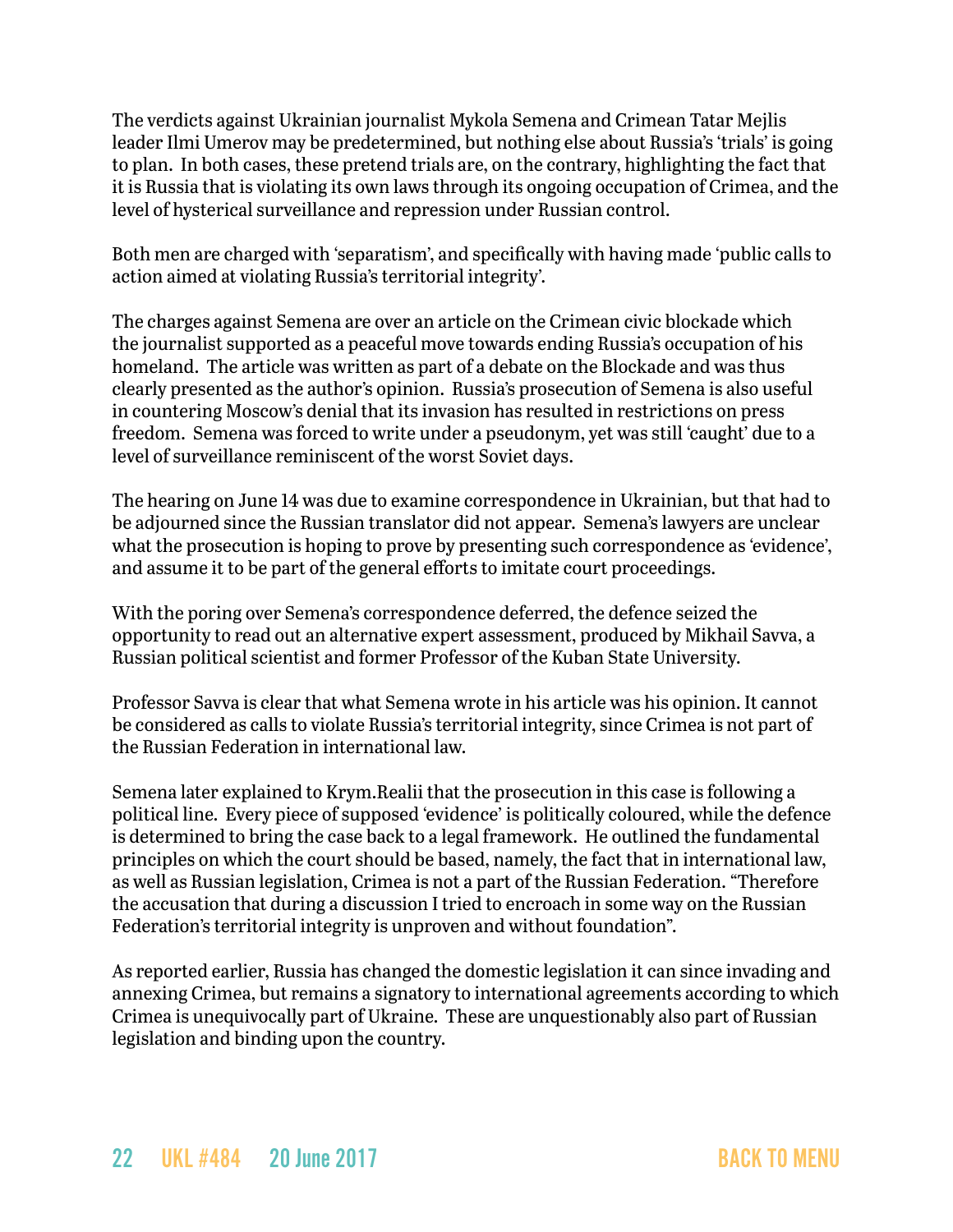The verdicts against Ukrainian journalist Mykola Semena and Crimean Tatar Mejlis leader Ilmi Umerov may be predetermined, but nothing else about Russia's 'trials' is going to plan. In both cases, these pretend trials are, on the contrary, highlighting the fact that it is Russia that is violating its own laws through its ongoing occupation of Crimea, and the level of hysterical surveillance and repression under Russian control.

Both men are charged with 'separatism', and specifically with having made 'public calls to action aimed at violating Russia's territorial integrity'.

The charges against Semena are over an article on the Crimean civic blockade which the journalist supported as a peaceful move towards ending Russia's occupation of his homeland. The article was written as part of a debate on the Blockade and was thus clearly presented as the author's opinion. Russia's prosecution of Semena is also useful in countering Moscow's denial that its invasion has resulted in restrictions on press freedom. Semena was forced to write under a pseudonym, yet was still 'caught' due to a level of surveillance reminiscent of the worst Soviet days.

The hearing on June 14 was due to examine correspondence in Ukrainian, but that had to be adjourned since the Russian translator did not appear. Semena's lawyers are unclear what the prosecution is hoping to prove by presenting such correspondence as 'evidence', and assume it to be part of the general efforts to imitate court proceedings.

With the poring over Semena's correspondence deferred, the defence seized the opportunity to read out an alternative expert assessment, produced by Mikhail Savva, a Russian political scientist and former Professor of the Kuban State University.

Professor Savva is clear that what Semena wrote in his article was his opinion. It cannot be considered as calls to violate Russia's territorial integrity, since Crimea is not part of the Russian Federation in international law.

Semena later explained to Krym.Realii that the prosecution in this case is following a political line. Every piece of supposed 'evidence' is politically coloured, while the defence is determined to bring the case back to a legal framework. He outlined the fundamental principles on which the court should be based, namely, the fact that in international law, as well as Russian legislation, Crimea is not a part of the Russian Federation. "Therefore the accusation that during a discussion I tried to encroach in some way on the Russian Federation's territorial integrity is unproven and without foundation".

As reported earlier, Russia has changed the domestic legislation it can since invading and annexing Crimea, but remains a signatory to international agreements according to which Crimea is unequivocally part of Ukraine. These are unquestionably also part of Russian legislation and binding upon the country.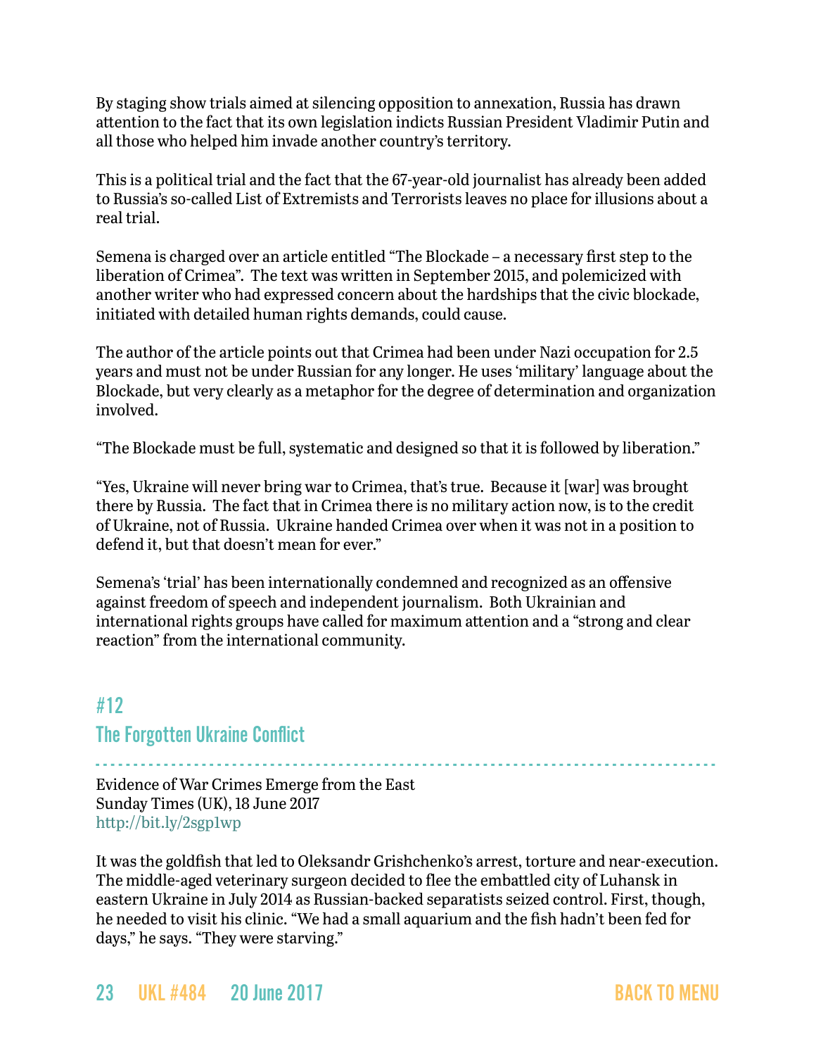By staging show trials aimed at silencing opposition to annexation, Russia has drawn attention to the fact that its own legislation indicts Russian President Vladimir Putin and all those who helped him invade another country's territory.

This is a political trial and the fact that the 67-year-old journalist has already been added to Russia's so-called List of Extremists and Terrorists leaves no place for illusions about a real trial.

Semena is charged over an article entitled "The Blockade – a necessary first step to the liberation of Crimea". The text was written in September 2015, and polemicized with another writer who had expressed concern about the hardships that the civic blockade, initiated with detailed human rights demands, could cause.

The author of the article points out that Crimea had been under Nazi occupation for 2.5 years and must not be under Russian for any longer. He uses 'military' language about the Blockade, but very clearly as a metaphor for the degree of determination and organization involved.

"The Blockade must be full, systematic and designed so that it is followed by liberation."

"Yes, Ukraine will never bring war to Crimea, that's true. Because it [war] was brought there by Russia. The fact that in Crimea there is no military action now, is to the credit of Ukraine, not of Russia. Ukraine handed Crimea over when it was not in a position to defend it, but that doesn't mean for ever."

Semena's 'trial' has been internationally condemned and recognized as an offensive against freedom of speech and independent journalism. Both Ukrainian and international rights groups have called for maximum attention and a "strong and clear reaction" from the international community.

## #12
## The Forgotten Ukraine Conflict

Evidence of War Crimes Emerge from the East
Sunday Times (UK), 18 June 2017
http://bit.ly/2sgp1wp

It was the goldfish that led to Oleksandr Grishchenko's arrest, torture and near-execution. The middle-aged veterinary surgeon decided to flee the embattled city of Luhansk in eastern Ukraine in July 2014 as Russian-backed separatists seized control. First, though, he needed to visit his clinic. "We had a small aquarium and the fish hadn't been fed for days," he says. "They were starving."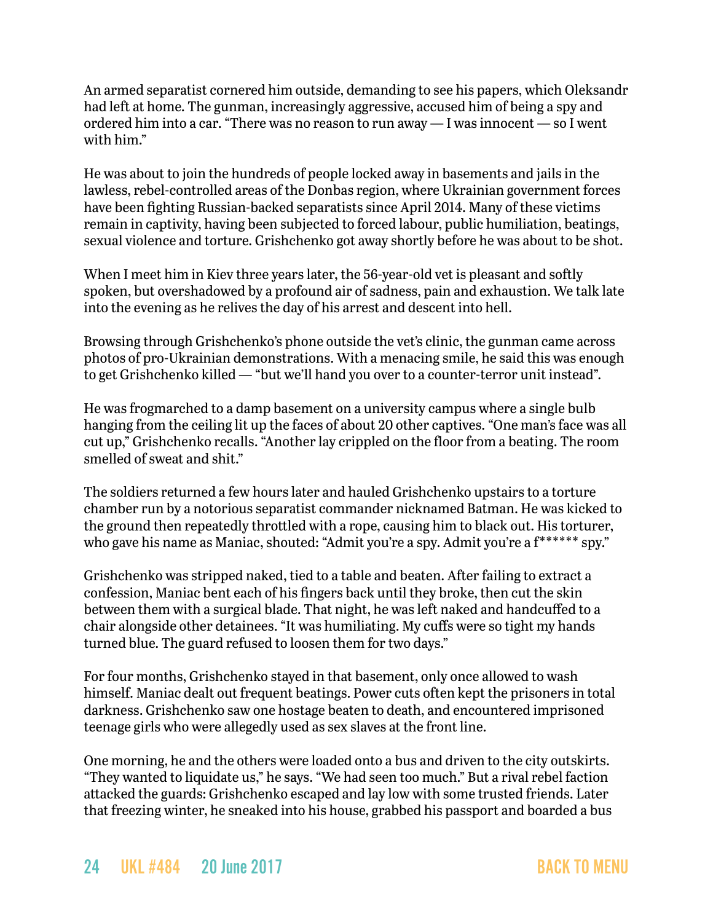An armed separatist cornered him outside, demanding to see his papers, which Oleksandr had left at home. The gunman, increasingly aggressive, accused him of being a spy and ordered him into a car. “There was no reason to run away — I was innocent — so I went with him.”

He was about to join the hundreds of people locked away in basements and jails in the lawless, rebel-controlled areas of the Donbas region, where Ukrainian government forces have been fighting Russian-backed separatists since April 2014. Many of these victims remain in captivity, having been subjected to forced labour, public humiliation, beatings, sexual violence and torture. Grishchenko got away shortly before he was about to be shot.

When I meet him in Kiev three years later, the 56-year-old vet is pleasant and softly spoken, but overshadowed by a profound air of sadness, pain and exhaustion. We talk late into the evening as he relives the day of his arrest and descent into hell.

Browsing through Grishchenko’s phone outside the vet’s clinic, the gunman came across photos of pro-Ukrainian demonstrations. With a menacing smile, he said this was enough to get Grishchenko killed — “but we’ll hand you over to a counter-terror unit instead”.

He was frogmarched to a damp basement on a university campus where a single bulb hanging from the ceiling lit up the faces of about 20 other captives. “One man’s face was all cut up,” Grishchenko recalls. “Another lay crippled on the floor from a beating. The room smelled of sweat and shit.”

The soldiers returned a few hours later and hauled Grishchenko upstairs to a torture chamber run by a notorious separatist commander nicknamed Batman. He was kicked to the ground then repeatedly throttled with a rope, causing him to black out. His torturer, who gave his name as Maniac, shouted: “Admit you’re a spy. Admit you’re a f****** spy.”

Grishchenko was stripped naked, tied to a table and beaten. After failing to extract a confession, Maniac bent each of his fingers back until they broke, then cut the skin between them with a surgical blade. That night, he was left naked and handcuffed to a chair alongside other detainees. “It was humiliating. My cuffs were so tight my hands turned blue. The guard refused to loosen them for two days.”

For four months, Grishchenko stayed in that basement, only once allowed to wash himself. Maniac dealt out frequent beatings. Power cuts often kept the prisoners in total darkness. Grishchenko saw one hostage beaten to death, and encountered imprisoned teenage girls who were allegedly used as sex slaves at the front line.

One morning, he and the others were loaded onto a bus and driven to the city outskirts. “They wanted to liquidate us,” he says. “We had seen too much.” But a rival rebel faction attacked the guards: Grishchenko escaped and lay low with some trusted friends. Later that freezing winter, he sneaked into his house, grabbed his passport and boarded a bus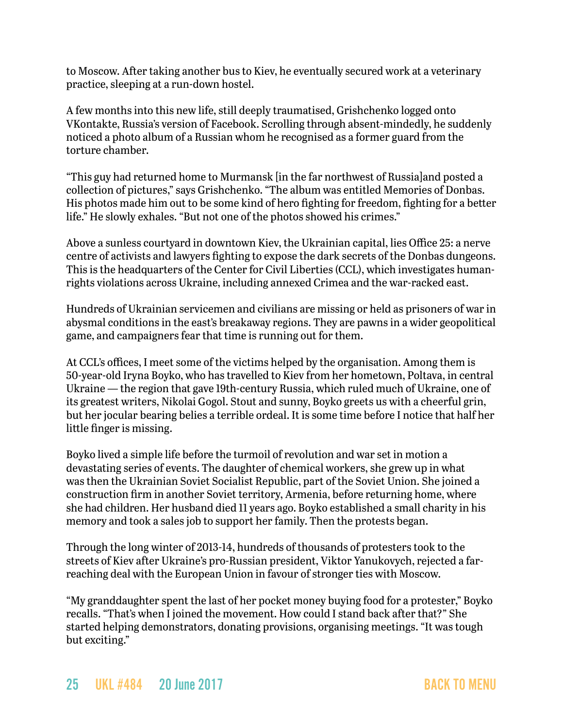to Moscow. After taking another bus to Kiev, he eventually secured work at a veterinary practice, sleeping at a run-down hostel.

A few months into this new life, still deeply traumatised, Grishchenko logged onto VKontakte, Russia's version of Facebook. Scrolling through absent-mindedly, he suddenly noticed a photo album of a Russian whom he recognised as a former guard from the torture chamber.

"This guy had returned home to Murmansk [in the far northwest of Russia]and posted a collection of pictures," says Grishchenko. "The album was entitled Memories of Donbas. His photos made him out to be some kind of hero fighting for freedom, fighting for a better life." He slowly exhales. "But not one of the photos showed his crimes."

Above a sunless courtyard in downtown Kiev, the Ukrainian capital, lies Office 25: a nerve centre of activists and lawyers fighting to expose the dark secrets of the Donbas dungeons. This is the headquarters of the Center for Civil Liberties (CCL), which investigates human-rights violations across Ukraine, including annexed Crimea and the war-racked east.

Hundreds of Ukrainian servicemen and civilians are missing or held as prisoners of war in abysmal conditions in the east's breakaway regions. They are pawns in a wider geopolitical game, and campaigners fear that time is running out for them.

At CCL's offices, I meet some of the victims helped by the organisation. Among them is 50-year-old Iryna Boyko, who has travelled to Kiev from her hometown, Poltava, in central Ukraine — the region that gave 19th-century Russia, which ruled much of Ukraine, one of its greatest writers, Nikolai Gogol. Stout and sunny, Boyko greets us with a cheerful grin, but her jocular bearing belies a terrible ordeal. It is some time before I notice that half her little finger is missing.

Boyko lived a simple life before the turmoil of revolution and war set in motion a devastating series of events. The daughter of chemical workers, she grew up in what was then the Ukrainian Soviet Socialist Republic, part of the Soviet Union. She joined a construction firm in another Soviet territory, Armenia, before returning home, where she had children. Her husband died 11 years ago. Boyko established a small charity in his memory and took a sales job to support her family. Then the protests began.

Through the long winter of 2013-14, hundreds of thousands of protesters took to the streets of Kiev after Ukraine's pro-Russian president, Viktor Yanukovych, rejected a far-reaching deal with the European Union in favour of stronger ties with Moscow.

"My granddaughter spent the last of her pocket money buying food for a protester," Boyko recalls. "That's when I joined the movement. How could I stand back after that?" She started helping demonstrators, donating provisions, organising meetings. "It was tough but exciting."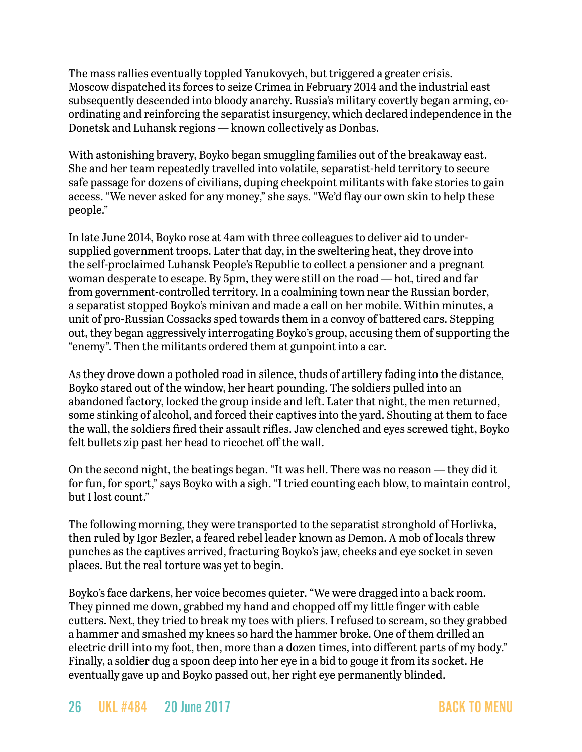The mass rallies eventually toppled Yanukovych, but triggered a greater crisis. Moscow dispatched its forces to seize Crimea in February 2014 and the industrial east subsequently descended into bloody anarchy. Russia's military covertly began arming, co-ordinating and reinforcing the separatist insurgency, which declared independence in the Donetsk and Luhansk regions — known collectively as Donbas.

With astonishing bravery, Boyko began smuggling families out of the breakaway east. She and her team repeatedly travelled into volatile, separatist-held territory to secure safe passage for dozens of civilians, duping checkpoint militants with fake stories to gain access. "We never asked for any money," she says. "We'd flay our own skin to help these people."

In late June 2014, Boyko rose at 4am with three colleagues to deliver aid to under-supplied government troops. Later that day, in the sweltering heat, they drove into the self-proclaimed Luhansk People's Republic to collect a pensioner and a pregnant woman desperate to escape. By 5pm, they were still on the road — hot, tired and far from government-controlled territory. In a coalmining town near the Russian border, a separatist stopped Boyko's minivan and made a call on her mobile. Within minutes, a unit of pro-Russian Cossacks sped towards them in a convoy of battered cars. Stepping out, they began aggressively interrogating Boyko's group, accusing them of supporting the "enemy". Then the militants ordered them at gunpoint into a car.

As they drove down a potholed road in silence, thuds of artillery fading into the distance, Boyko stared out of the window, her heart pounding. The soldiers pulled into an abandoned factory, locked the group inside and left. Later that night, the men returned, some stinking of alcohol, and forced their captives into the yard. Shouting at them to face the wall, the soldiers fired their assault rifles. Jaw clenched and eyes screwed tight, Boyko felt bullets zip past her head to ricochet off the wall.

On the second night, the beatings began. "It was hell. There was no reason — they did it for fun, for sport," says Boyko with a sigh. "I tried counting each blow, to maintain control, but I lost count."

The following morning, they were transported to the separatist stronghold of Horlivka, then ruled by Igor Bezler, a feared rebel leader known as Demon. A mob of locals threw punches as the captives arrived, fracturing Boyko's jaw, cheeks and eye socket in seven places. But the real torture was yet to begin.

Boyko's face darkens, her voice becomes quieter. "We were dragged into a back room. They pinned me down, grabbed my hand and chopped off my little finger with cable cutters. Next, they tried to break my toes with pliers. I refused to scream, so they grabbed a hammer and smashed my knees so hard the hammer broke. One of them drilled an electric drill into my foot, then, more than a dozen times, into different parts of my body." Finally, a soldier dug a spoon deep into her eye in a bid to gouge it from its socket. He eventually gave up and Boyko passed out, her right eye permanently blinded.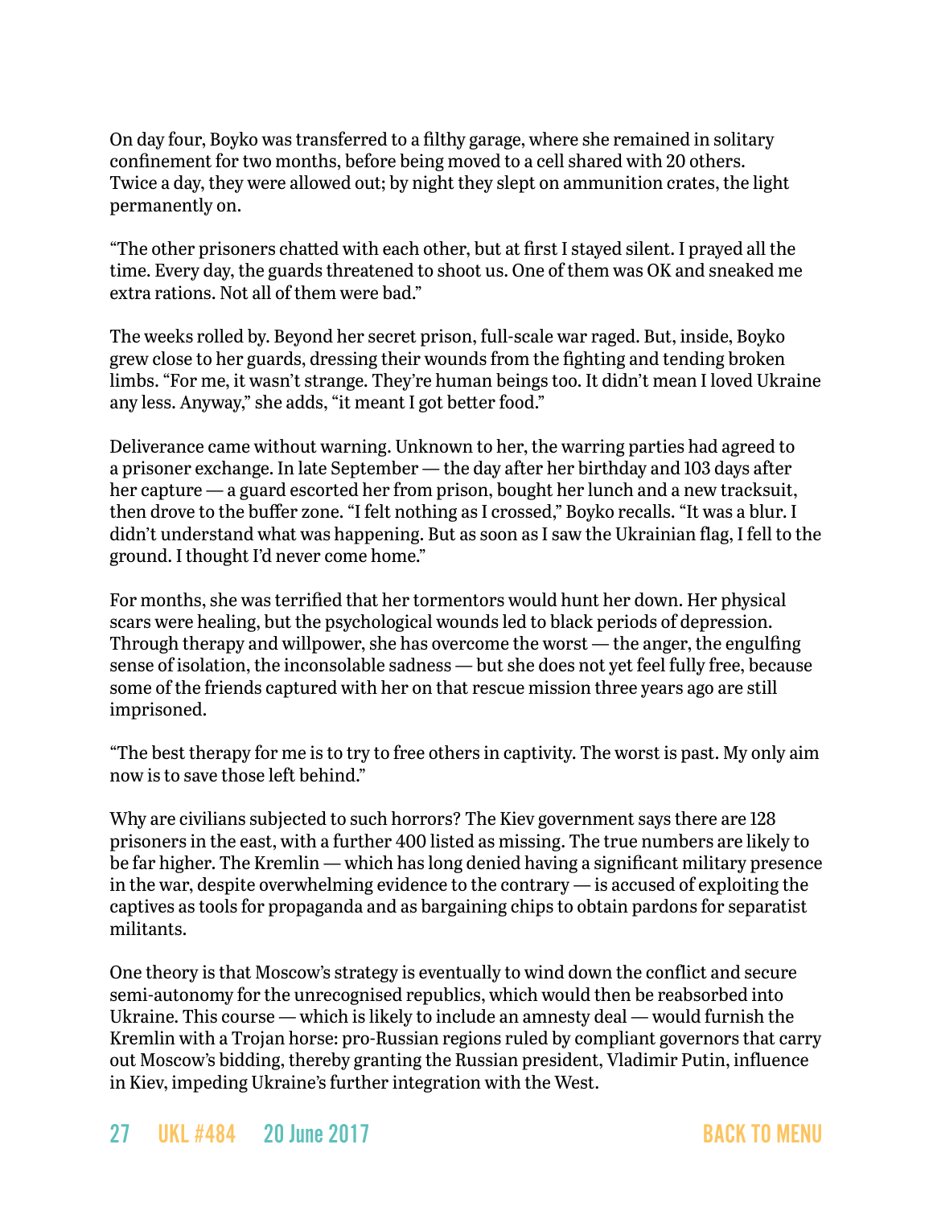On day four, Boyko was transferred to a filthy garage, where she remained in solitary confinement for two months, before being moved to a cell shared with 20 others. Twice a day, they were allowed out; by night they slept on ammunition crates, the light permanently on.

"The other prisoners chatted with each other, but at first I stayed silent. I prayed all the time. Every day, the guards threatened to shoot us. One of them was OK and sneaked me extra rations. Not all of them were bad."

The weeks rolled by. Beyond her secret prison, full-scale war raged. But, inside, Boyko grew close to her guards, dressing their wounds from the fighting and tending broken limbs. "For me, it wasn't strange. They're human beings too. It didn't mean I loved Ukraine any less. Anyway," she adds, "it meant I got better food."

Deliverance came without warning. Unknown to her, the warring parties had agreed to a prisoner exchange. In late September — the day after her birthday and 103 days after her capture — a guard escorted her from prison, bought her lunch and a new tracksuit, then drove to the buffer zone. "I felt nothing as I crossed," Boyko recalls. "It was a blur. I didn't understand what was happening. But as soon as I saw the Ukrainian flag, I fell to the ground. I thought I'd never come home."

For months, she was terrified that her tormentors would hunt her down. Her physical scars were healing, but the psychological wounds led to black periods of depression. Through therapy and willpower, she has overcome the worst — the anger, the engulfing sense of isolation, the inconsolable sadness — but she does not yet feel fully free, because some of the friends captured with her on that rescue mission three years ago are still imprisoned.

"The best therapy for me is to try to free others in captivity. The worst is past. My only aim now is to save those left behind."

Why are civilians subjected to such horrors? The Kiev government says there are 128 prisoners in the east, with a further 400 listed as missing. The true numbers are likely to be far higher. The Kremlin — which has long denied having a significant military presence in the war, despite overwhelming evidence to the contrary — is accused of exploiting the captives as tools for propaganda and as bargaining chips to obtain pardons for separatist militants.

One theory is that Moscow's strategy is eventually to wind down the conflict and secure semi-autonomy for the unrecognised republics, which would then be reabsorbed into Ukraine. This course — which is likely to include an amnesty deal — would furnish the Kremlin with a Trojan horse: pro-Russian regions ruled by compliant governors that carry out Moscow's bidding, thereby granting the Russian president, Vladimir Putin, influence in Kiev, impeding Ukraine's further integration with the West.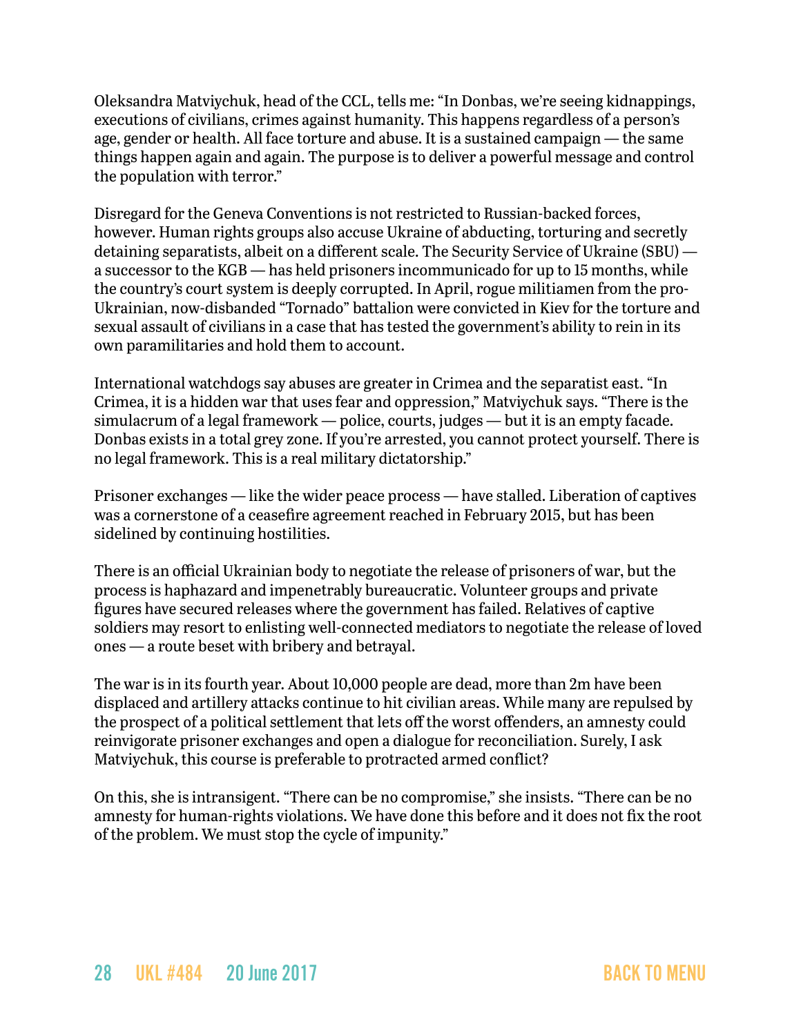Oleksandra Matviychuk, head of the CCL, tells me: "In Donbas, we're seeing kidnappings, executions of civilians, crimes against humanity. This happens regardless of a person's age, gender or health. All face torture and abuse. It is a sustained campaign — the same things happen again and again. The purpose is to deliver a powerful message and control the population with terror."

Disregard for the Geneva Conventions is not restricted to Russian-backed forces, however. Human rights groups also accuse Ukraine of abducting, torturing and secretly detaining separatists, albeit on a different scale. The Security Service of Ukraine (SBU) — a successor to the KGB — has held prisoners incommunicado for up to 15 months, while the country's court system is deeply corrupted. In April, rogue militiamen from the pro-Ukrainian, now-disbanded "Tornado" battalion were convicted in Kiev for the torture and sexual assault of civilians in a case that has tested the government's ability to rein in its own paramilitaries and hold them to account.

International watchdogs say abuses are greater in Crimea and the separatist east. "In Crimea, it is a hidden war that uses fear and oppression," Matviychuk says. "There is the simulacrum of a legal framework — police, courts, judges — but it is an empty facade. Donbas exists in a total grey zone. If you're arrested, you cannot protect yourself. There is no legal framework. This is a real military dictatorship."

Prisoner exchanges — like the wider peace process — have stalled. Liberation of captives was a cornerstone of a ceasefire agreement reached in February 2015, but has been sidelined by continuing hostilities.

There is an official Ukrainian body to negotiate the release of prisoners of war, but the process is haphazard and impenetrably bureaucratic. Volunteer groups and private figures have secured releases where the government has failed. Relatives of captive soldiers may resort to enlisting well-connected mediators to negotiate the release of loved ones — a route beset with bribery and betrayal.

The war is in its fourth year. About 10,000 people are dead, more than 2m have been displaced and artillery attacks continue to hit civilian areas. While many are repulsed by the prospect of a political settlement that lets off the worst offenders, an amnesty could reinvigorate prisoner exchanges and open a dialogue for reconciliation. Surely, I ask Matviychuk, this course is preferable to protracted armed conflict?

On this, she is intransigent. "There can be no compromise," she insists. "There can be no amnesty for human-rights violations. We have done this before and it does not fix the root of the problem. We must stop the cycle of impunity."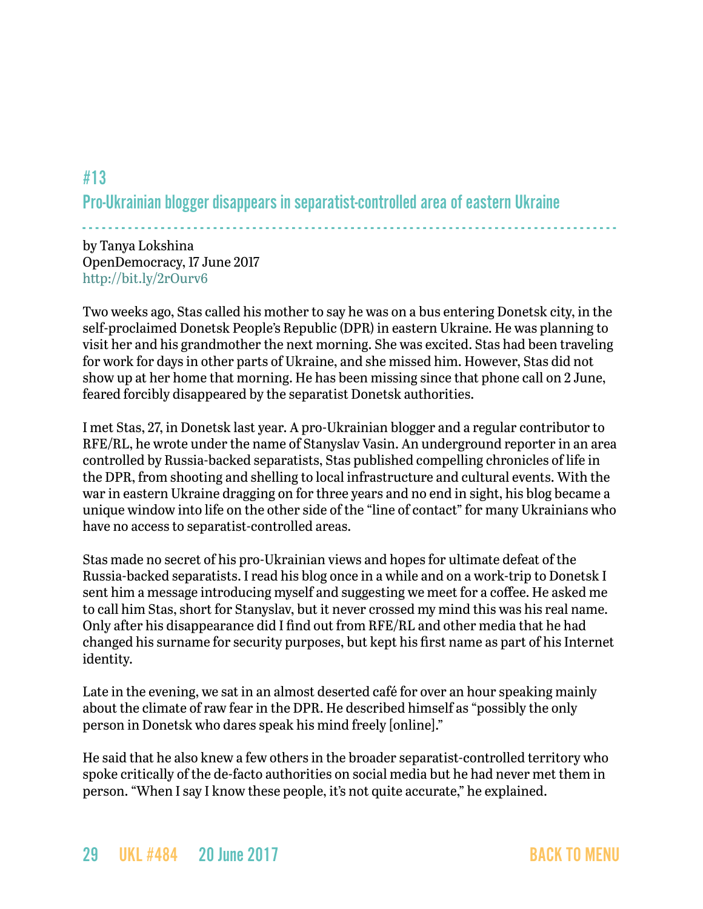## #13
## Pro-Ukrainian blogger disappears in separatist-controlled area of eastern Ukraine

by Tanya Lokshina
OpenDemocracy, 17 June 2017
http://bit.ly/2rOurv6

Two weeks ago, Stas called his mother to say he was on a bus entering Donetsk city, in the self-proclaimed Donetsk People's Republic (DPR) in eastern Ukraine. He was planning to visit her and his grandmother the next morning. She was excited. Stas had been traveling for work for days in other parts of Ukraine, and she missed him. However, Stas did not show up at her home that morning. He has been missing since that phone call on 2 June, feared forcibly disappeared by the separatist Donetsk authorities.

I met Stas, 27, in Donetsk last year. A pro-Ukrainian blogger and a regular contributor to RFE/RL, he wrote under the name of Stanyslav Vasin. An underground reporter in an area controlled by Russia-backed separatists, Stas published compelling chronicles of life in the DPR, from shooting and shelling to local infrastructure and cultural events. With the war in eastern Ukraine dragging on for three years and no end in sight, his blog became a unique window into life on the other side of the "line of contact" for many Ukrainians who have no access to separatist-controlled areas.

Stas made no secret of his pro-Ukrainian views and hopes for ultimate defeat of the Russia-backed separatists. I read his blog once in a while and on a work-trip to Donetsk I sent him a message introducing myself and suggesting we meet for a coffee. He asked me to call him Stas, short for Stanyslav, but it never crossed my mind this was his real name. Only after his disappearance did I find out from RFE/RL and other media that he had changed his surname for security purposes, but kept his first name as part of his Internet identity.

Late in the evening, we sat in an almost deserted café for over an hour speaking mainly about the climate of raw fear in the DPR. He described himself as "possibly the only person in Donetsk who dares speak his mind freely [online]."

He said that he also knew a few others in the broader separatist-controlled territory who spoke critically of the de-facto authorities on social media but he had never met them in person. "When I say I know these people, it's not quite accurate," he explained.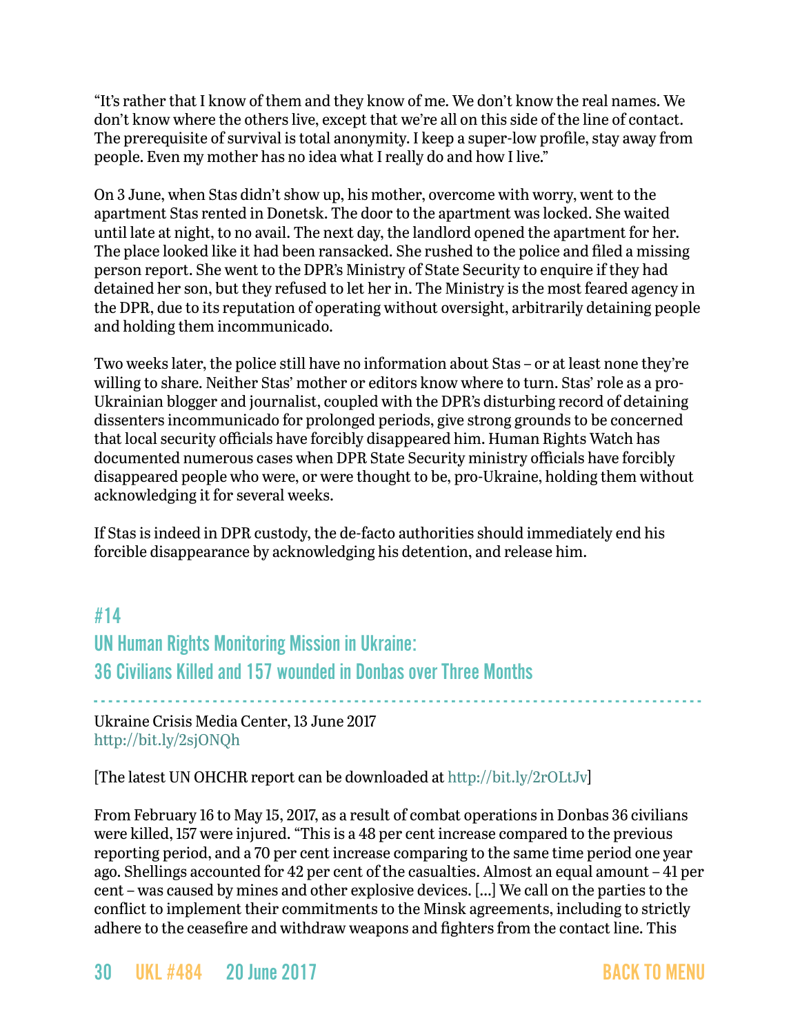"It's rather that I know of them and they know of me. We don't know the real names. We don't know where the others live, except that we're all on this side of the line of contact. The prerequisite of survival is total anonymity. I keep a super-low profile, stay away from people. Even my mother has no idea what I really do and how I live."

On 3 June, when Stas didn't show up, his mother, overcome with worry, went to the apartment Stas rented in Donetsk. The door to the apartment was locked. She waited until late at night, to no avail. The next day, the landlord opened the apartment for her. The place looked like it had been ransacked. She rushed to the police and filed a missing person report. She went to the DPR's Ministry of State Security to enquire if they had detained her son, but they refused to let her in. The Ministry is the most feared agency in the DPR, due to its reputation of operating without oversight, arbitrarily detaining people and holding them incommunicado.

Two weeks later, the police still have no information about Stas – or at least none they're willing to share. Neither Stas' mother or editors know where to turn. Stas' role as a pro-Ukrainian blogger and journalist, coupled with the DPR's disturbing record of detaining dissenters incommunicado for prolonged periods, give strong grounds to be concerned that local security officials have forcibly disappeared him. Human Rights Watch has documented numerous cases when DPR State Security ministry officials have forcibly disappeared people who were, or were thought to be, pro-Ukraine, holding them without acknowledging it for several weeks.

If Stas is indeed in DPR custody, the de-facto authorities should immediately end his forcible disappearance by acknowledging his detention, and release him.

## #14
## UN Human Rights Monitoring Mission in Ukraine: 36 Civilians Killed and 157 wounded in Donbas over Three Months

Ukraine Crisis Media Center, 13 June 2017
http://bit.ly/2sjONQh

[The latest UN OHCHR report can be downloaded at http://bit.ly/2rOLtJv]

From February 16 to May 15, 2017, as a result of combat operations in Donbas 36 civilians were killed, 157 were injured. "This is a 48 per cent increase compared to the previous reporting period, and a 70 per cent increase comparing to the same time period one year ago. Shellings accounted for 42 per cent of the casualties. Almost an equal amount – 41 per cent – was caused by mines and other explosive devices. [...] We call on the parties to the conflict to implement their commitments to the Minsk agreements, including to strictly adhere to the ceasefire and withdraw weapons and fighters from the contact line. This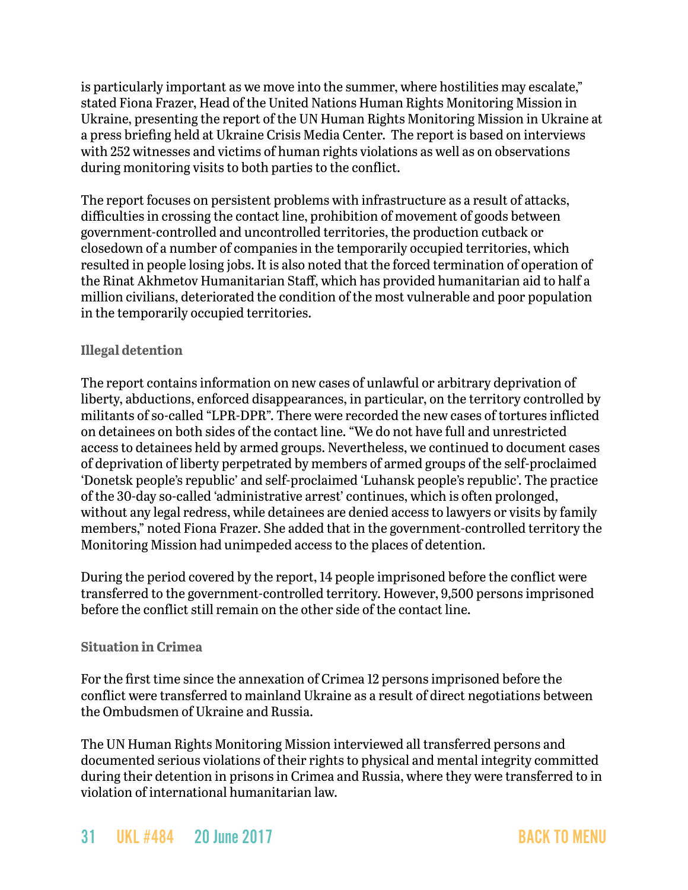is particularly important as we move into the summer, where hostilities may escalate," stated Fiona Frazer, Head of the United Nations Human Rights Monitoring Mission in Ukraine, presenting the report of the UN Human Rights Monitoring Mission in Ukraine at a press briefing held at Ukraine Crisis Media Center. The report is based on interviews with 252 witnesses and victims of human rights violations as well as on observations during monitoring visits to both parties to the conflict.

The report focuses on persistent problems with infrastructure as a result of attacks, difficulties in crossing the contact line, prohibition of movement of goods between government-controlled and uncontrolled territories, the production cutback or closedown of a number of companies in the temporarily occupied territories, which resulted in people losing jobs. It is also noted that the forced termination of operation of the Rinat Akhmetov Humanitarian Staff, which has provided humanitarian aid to half a million civilians, deteriorated the condition of the most vulnerable and poor population in the temporarily occupied territories.

### Illegal detention

The report contains information on new cases of unlawful or arbitrary deprivation of liberty, abductions, enforced disappearances, in particular, on the territory controlled by militants of so-called "LPR-DPR". There were recorded the new cases of tortures inflicted on detainees on both sides of the contact line. "We do not have full and unrestricted access to detainees held by armed groups. Nevertheless, we continued to document cases of deprivation of liberty perpetrated by members of armed groups of the self-proclaimed 'Donetsk people's republic' and self-proclaimed 'Luhansk people's republic'. The practice of the 30-day so-called 'administrative arrest' continues, which is often prolonged, without any legal redress, while detainees are denied access to lawyers or visits by family members," noted Fiona Frazer. She added that in the government-controlled territory the Monitoring Mission had unimpeded access to the places of detention.

During the period covered by the report, 14 people imprisoned before the conflict were transferred to the government-controlled territory. However, 9,500 persons imprisoned before the conflict still remain on the other side of the contact line.

### Situation in Crimea

For the first time since the annexation of Crimea 12 persons imprisoned before the conflict were transferred to mainland Ukraine as a result of direct negotiations between the Ombudsmen of Ukraine and Russia.

The UN Human Rights Monitoring Mission interviewed all transferred persons and documented serious violations of their rights to physical and mental integrity committed during their detention in prisons in Crimea and Russia, where they were transferred to in violation of international humanitarian law.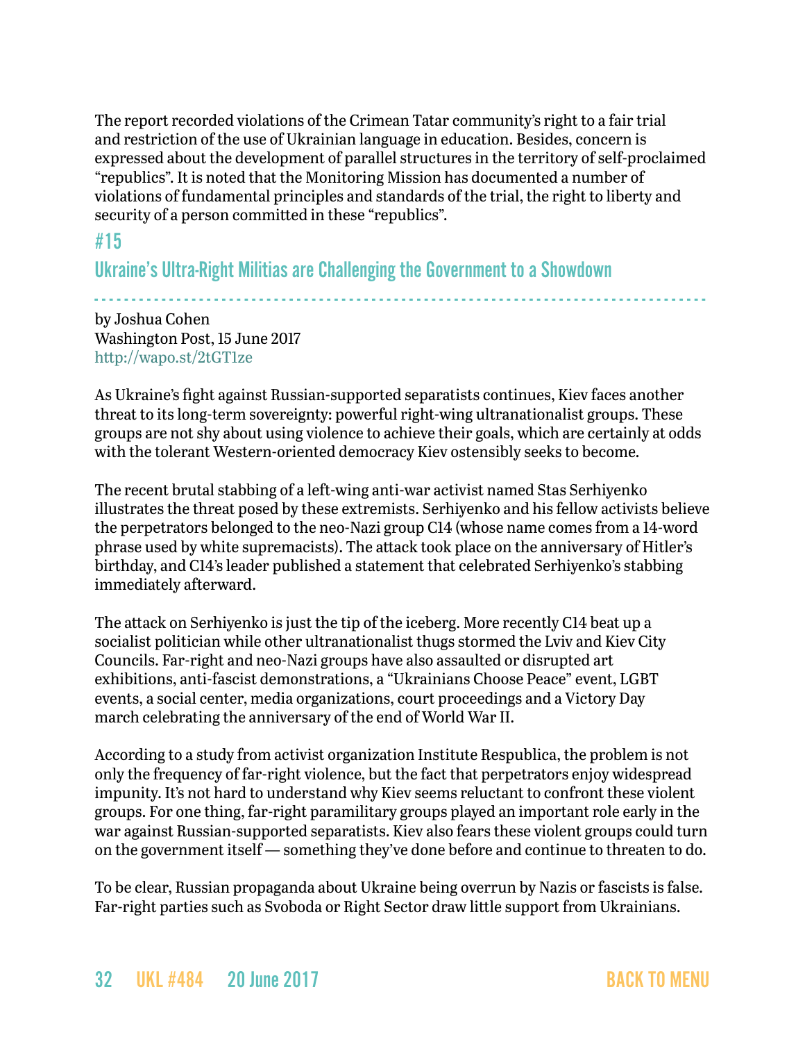The report recorded violations of the Crimean Tatar community's right to a fair trial and restriction of the use of Ukrainian language in education. Besides, concern is expressed about the development of parallel structures in the territory of self-proclaimed "republics". It is noted that the Monitoring Mission has documented a number of violations of fundamental principles and standards of the trial, the right to liberty and security of a person committed in these "republics".

## #15

## Ukraine's Ultra-Right Militias are Challenging the Government to a Showdown

by Joshua Cohen
Washington Post, 15 June 2017
http://wapo.st/2tGT1ze

As Ukraine's fight against Russian-supported separatists continues, Kiev faces another threat to its long-term sovereignty: powerful right-wing ultranationalist groups. These groups are not shy about using violence to achieve their goals, which are certainly at odds with the tolerant Western-oriented democracy Kiev ostensibly seeks to become.

The recent brutal stabbing of a left-wing anti-war activist named Stas Serhiyenko illustrates the threat posed by these extremists. Serhiyenko and his fellow activists believe the perpetrators belonged to the neo-Nazi group C14 (whose name comes from a 14-word phrase used by white supremacists). The attack took place on the anniversary of Hitler's birthday, and C14's leader published a statement that celebrated Serhiyenko's stabbing immediately afterward.

The attack on Serhiyenko is just the tip of the iceberg. More recently C14 beat up a socialist politician while other ultranationalist thugs stormed the Lviv and Kiev City Councils. Far-right and neo-Nazi groups have also assaulted or disrupted art exhibitions, anti-fascist demonstrations, a "Ukrainians Choose Peace" event, LGBT events, a social center, media organizations, court proceedings and a Victory Day march celebrating the anniversary of the end of World War II.

According to a study from activist organization Institute Respublica, the problem is not only the frequency of far-right violence, but the fact that perpetrators enjoy widespread impunity. It's not hard to understand why Kiev seems reluctant to confront these violent groups. For one thing, far-right paramilitary groups played an important role early in the war against Russian-supported separatists. Kiev also fears these violent groups could turn on the government itself — something they've done before and continue to threaten to do.

To be clear, Russian propaganda about Ukraine being overrun by Nazis or fascists is false. Far-right parties such as Svoboda or Right Sector draw little support from Ukrainians.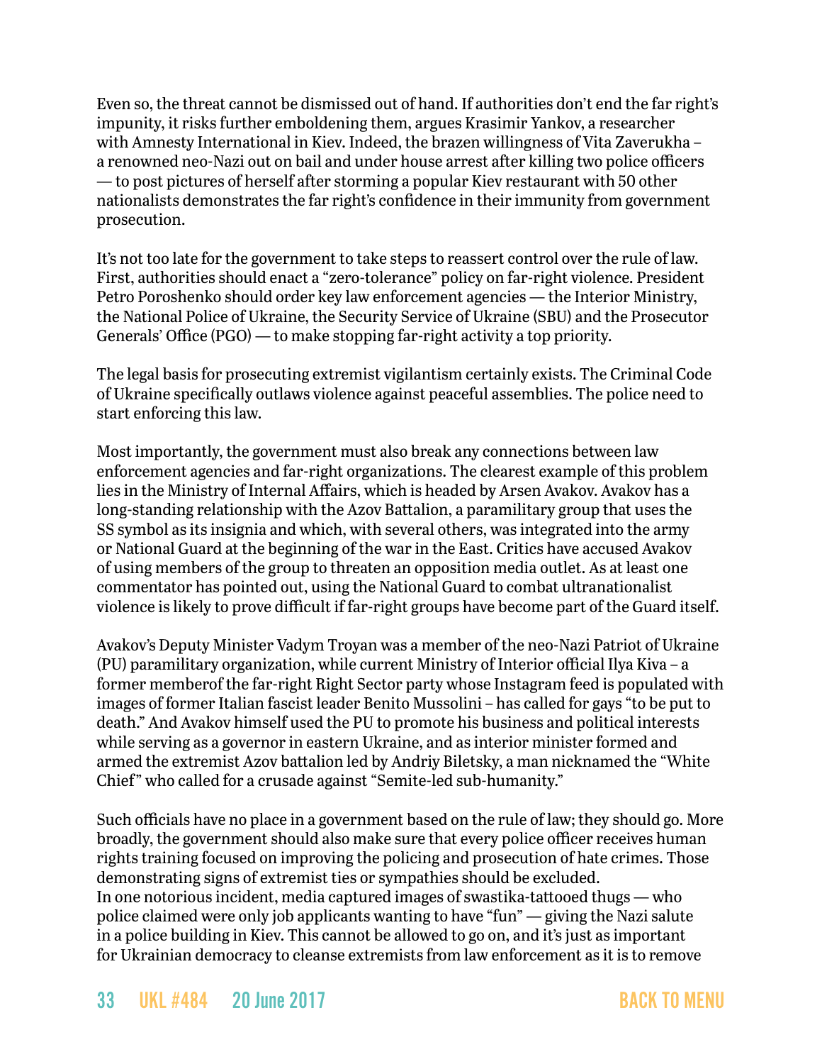Even so, the threat cannot be dismissed out of hand. If authorities don't end the far right's impunity, it risks further emboldening them, argues Krasimir Yankov, a researcher with Amnesty International in Kiev. Indeed, the brazen willingness of Vita Zaverukha – a renowned neo-Nazi out on bail and under house arrest after killing two police officers — to post pictures of herself after storming a popular Kiev restaurant with 50 other nationalists demonstrates the far right's confidence in their immunity from government prosecution.

It's not too late for the government to take steps to reassert control over the rule of law. First, authorities should enact a "zero-tolerance" policy on far-right violence. President Petro Poroshenko should order key law enforcement agencies — the Interior Ministry, the National Police of Ukraine, the Security Service of Ukraine (SBU) and the Prosecutor Generals' Office (PGO) — to make stopping far-right activity a top priority.

The legal basis for prosecuting extremist vigilantism certainly exists. The Criminal Code of Ukraine specifically outlaws violence against peaceful assemblies. The police need to start enforcing this law.

Most importantly, the government must also break any connections between law enforcement agencies and far-right organizations. The clearest example of this problem lies in the Ministry of Internal Affairs, which is headed by Arsen Avakov. Avakov has a long-standing relationship with the Azov Battalion, a paramilitary group that uses the SS symbol as its insignia and which, with several others, was integrated into the army or National Guard at the beginning of the war in the East. Critics have accused Avakov of using members of the group to threaten an opposition media outlet. As at least one commentator has pointed out, using the National Guard to combat ultranationalist violence is likely to prove difficult if far-right groups have become part of the Guard itself.

Avakov's Deputy Minister Vadym Troyan was a member of the neo-Nazi Patriot of Ukraine (PU) paramilitary organization, while current Ministry of Interior official Ilya Kiva – a former memberof the far-right Right Sector party whose Instagram feed is populated with images of former Italian fascist leader Benito Mussolini – has called for gays "to be put to death." And Avakov himself used the PU to promote his business and political interests while serving as a governor in eastern Ukraine, and as interior minister formed and armed the extremist Azov battalion led by Andriy Biletsky, a man nicknamed the "White Chief" who called for a crusade against "Semite-led sub-humanity."

Such officials have no place in a government based on the rule of law; they should go. More broadly, the government should also make sure that every police officer receives human rights training focused on improving the policing and prosecution of hate crimes. Those demonstrating signs of extremist ties or sympathies should be excluded.
In one notorious incident, media captured images of swastika-tattooed thugs — who police claimed were only job applicants wanting to have "fun" — giving the Nazi salute in a police building in Kiev. This cannot be allowed to go on, and it's just as important for Ukrainian democracy to cleanse extremists from law enforcement as it is to remove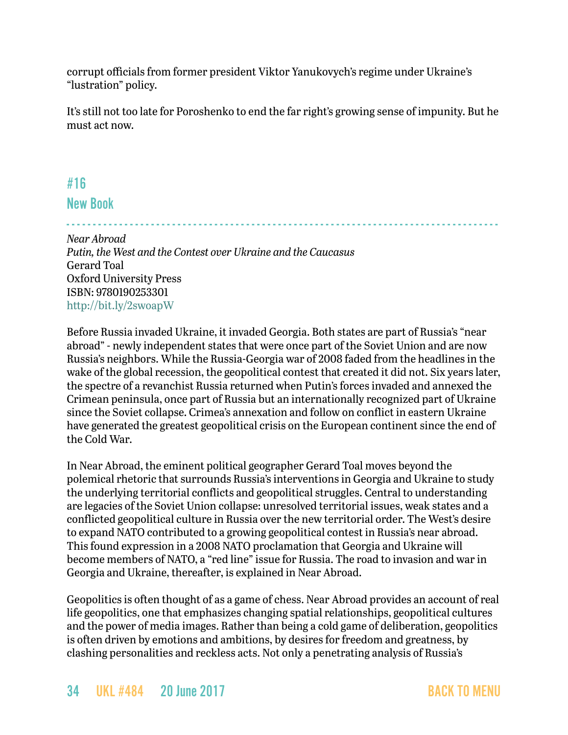corrupt officials from former president Viktor Yanukovych's regime under Ukraine's "lustration" policy.

It's still not too late for Poroshenko to end the far right's growing sense of impunity. But he must act now.

## #16

## New Book

*Near Abroad*
*Putin, the West and the Contest over Ukraine and the Caucasus*
Gerard Toal
Oxford University Press
ISBN: 9780190253301
http://bit.ly/2swoapW

Before Russia invaded Ukraine, it invaded Georgia. Both states are part of Russia's "near abroad" - newly independent states that were once part of the Soviet Union and are now Russia's neighbors. While the Russia-Georgia war of 2008 faded from the headlines in the wake of the global recession, the geopolitical contest that created it did not. Six years later, the spectre of a revanchist Russia returned when Putin's forces invaded and annexed the Crimean peninsula, once part of Russia but an internationally recognized part of Ukraine since the Soviet collapse. Crimea's annexation and follow on conflict in eastern Ukraine have generated the greatest geopolitical crisis on the European continent since the end of the Cold War.

In Near Abroad, the eminent political geographer Gerard Toal moves beyond the polemical rhetoric that surrounds Russia's interventions in Georgia and Ukraine to study the underlying territorial conflicts and geopolitical struggles. Central to understanding are legacies of the Soviet Union collapse: unresolved territorial issues, weak states and a conflicted geopolitical culture in Russia over the new territorial order. The West's desire to expand NATO contributed to a growing geopolitical contest in Russia's near abroad. This found expression in a 2008 NATO proclamation that Georgia and Ukraine will become members of NATO, a "red line" issue for Russia. The road to invasion and war in Georgia and Ukraine, thereafter, is explained in Near Abroad.

Geopolitics is often thought of as a game of chess. Near Abroad provides an account of real life geopolitics, one that emphasizes changing spatial relationships, geopolitical cultures and the power of media images. Rather than being a cold game of deliberation, geopolitics is often driven by emotions and ambitions, by desires for freedom and greatness, by clashing personalities and reckless acts. Not only a penetrating analysis of Russia's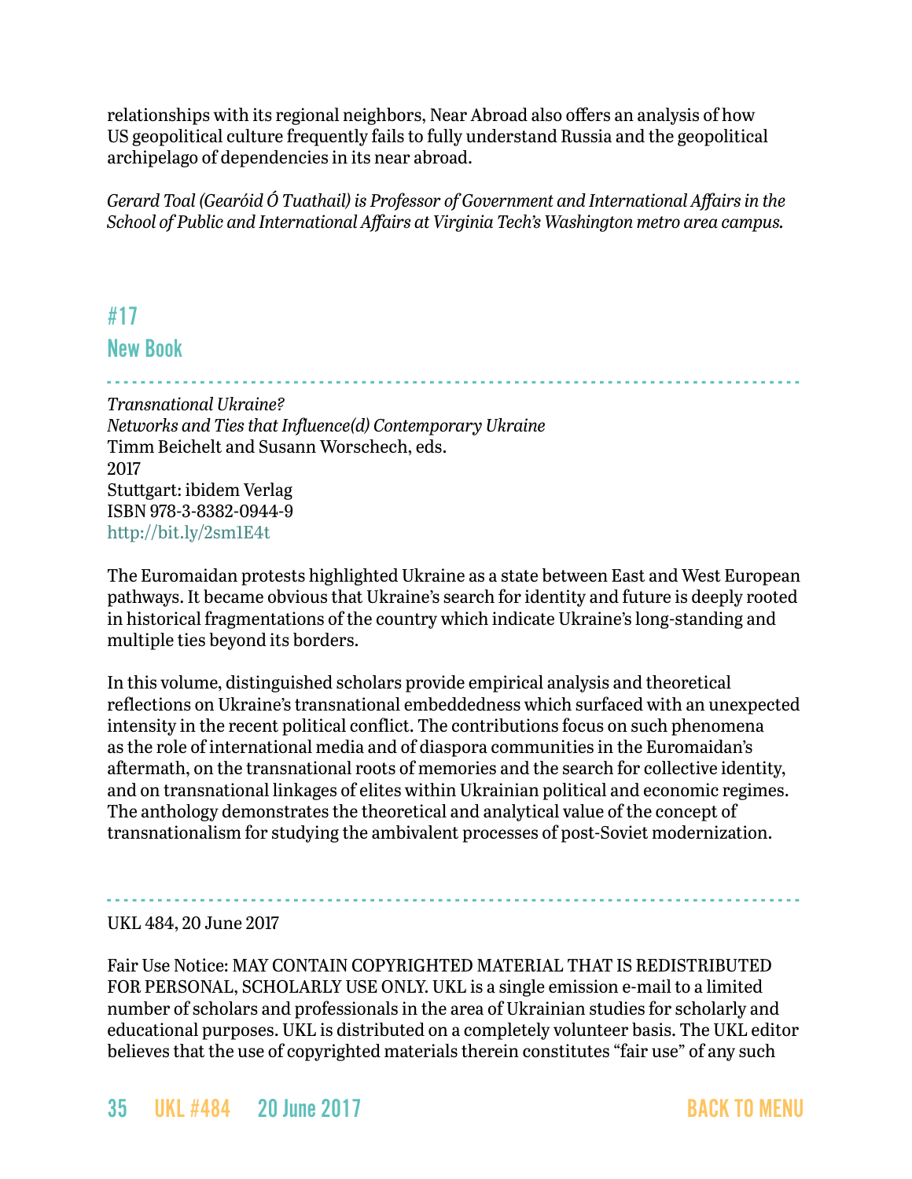relationships with its regional neighbors, Near Abroad also offers an analysis of how US geopolitical culture frequently fails to fully understand Russia and the geopolitical archipelago of dependencies in its near abroad.

*Gerard Toal (Gearóid Ó Tuathail) is Professor of Government and International Affairs in the School of Public and International Affairs at Virginia Tech's Washington metro area campus.*

## #17

## New Book

*Transnational Ukraine?*
*Networks and Ties that Influence(d) Contemporary Ukraine*
Timm Beichelt and Susann Worschech, eds.
2017
Stuttgart: ibidem Verlag
ISBN 978-3-8382-0944-9
http://bit.ly/2sm1E4t

The Euromaidan protests highlighted Ukraine as a state between East and West European pathways. It became obvious that Ukraine's search for identity and future is deeply rooted in historical fragmentations of the country which indicate Ukraine's long-standing and multiple ties beyond its borders.

In this volume, distinguished scholars provide empirical analysis and theoretical reflections on Ukraine's transnational embeddedness which surfaced with an unexpected intensity in the recent political conflict. The contributions focus on such phenomena as the role of international media and of diaspora communities in the Euromaidan's aftermath, on the transnational roots of memories and the search for collective identity, and on transnational linkages of elites within Ukrainian political and economic regimes. The anthology demonstrates the theoretical and analytical value of the concept of transnationalism for studying the ambivalent processes of post-Soviet modernization.

UKL 484, 20 June 2017

Fair Use Notice: MAY CONTAIN COPYRIGHTED MATERIAL THAT IS REDISTRIBUTED FOR PERSONAL, SCHOLARLY USE ONLY. UKL is a single emission e-mail to a limited number of scholars and professionals in the area of Ukrainian studies for scholarly and educational purposes. UKL is distributed on a completely volunteer basis. The UKL editor believes that the use of copyrighted materials therein constitutes "fair use" of any such